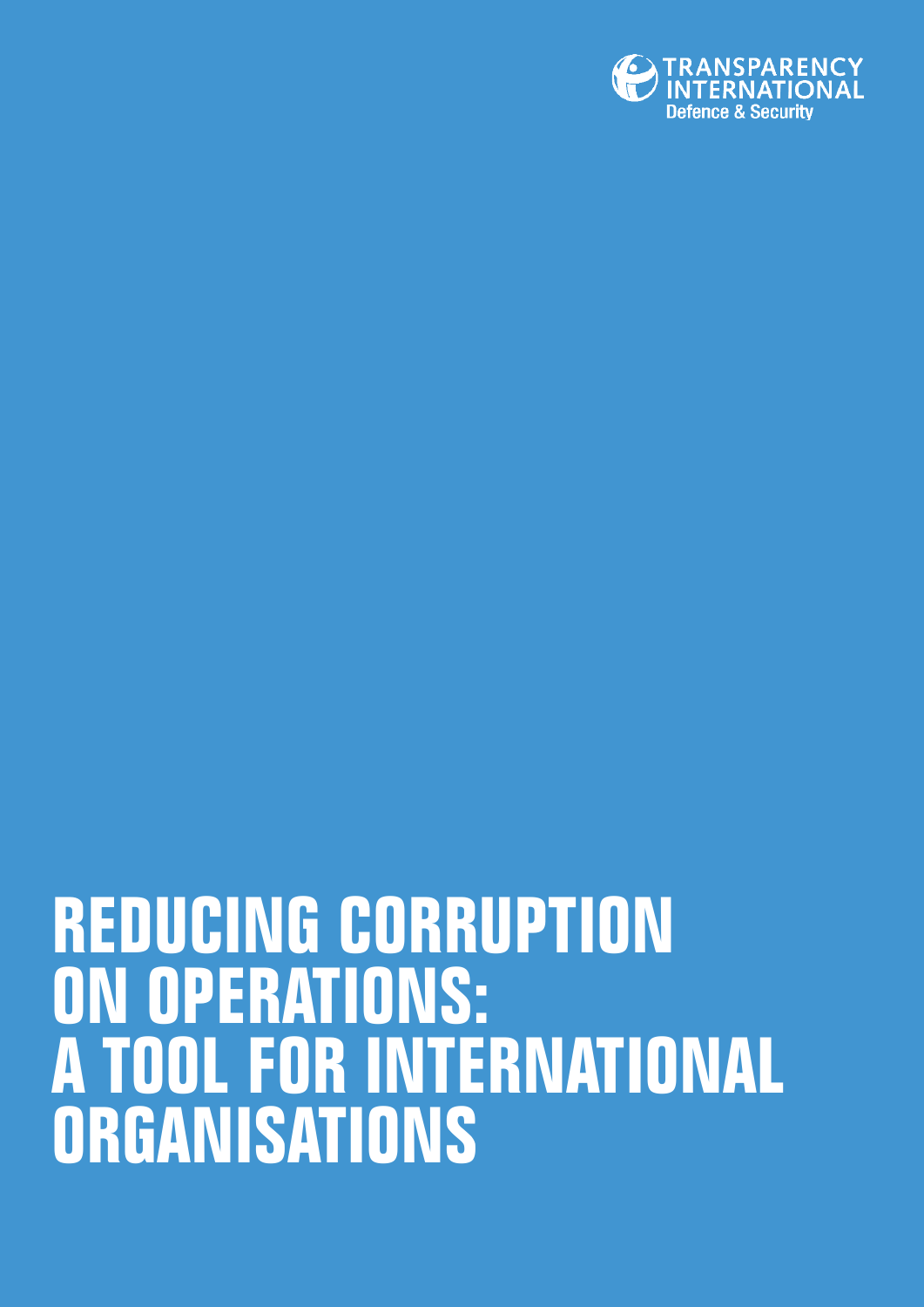TRANSPARENCY INTERNATIONAL
Defence & Security

# REDUCING CORRUPTION ON OPERATIONS: A TOOL FOR INTERNATIONAL ORGANISATIONS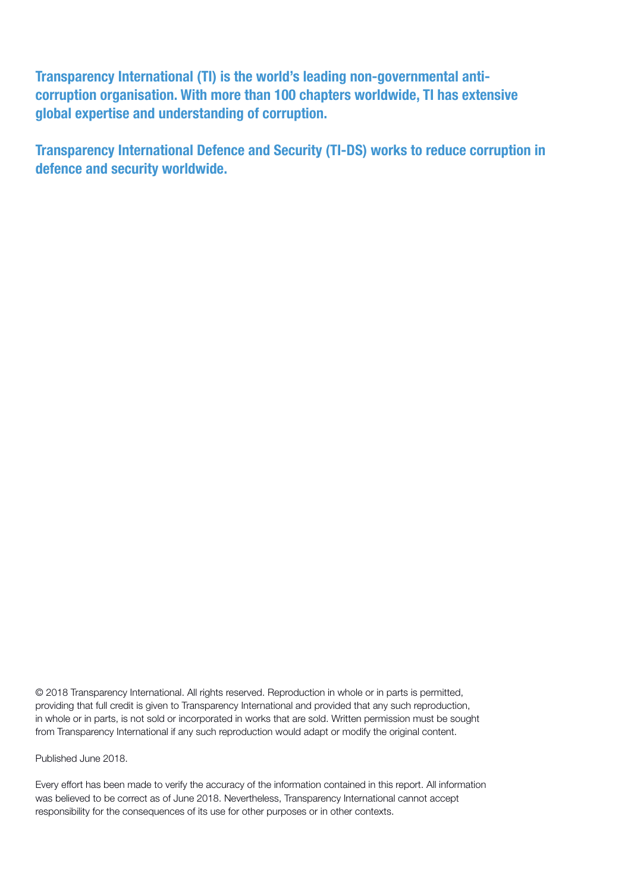**Transparency International (TI) is the world's leading non-governmental anti-corruption organisation. With more than 100 chapters worldwide, TI has extensive global expertise and understanding of corruption.**

**Transparency International Defence and Security (TI-DS) works to reduce corruption in defence and security worldwide.**

© 2018 Transparency International. All rights reserved. Reproduction in whole or in parts is permitted, providing that full credit is given to Transparency International and provided that any such reproduction, in whole or in parts, is not sold or incorporated in works that are sold. Written permission must be sought from Transparency International if any such reproduction would adapt or modify the original content.

Published June 2018.

Every effort has been made to verify the accuracy of the information contained in this report. All information was believed to be correct as of June 2018. Nevertheless, Transparency International cannot accept responsibility for the consequences of its use for other purposes or in other contexts.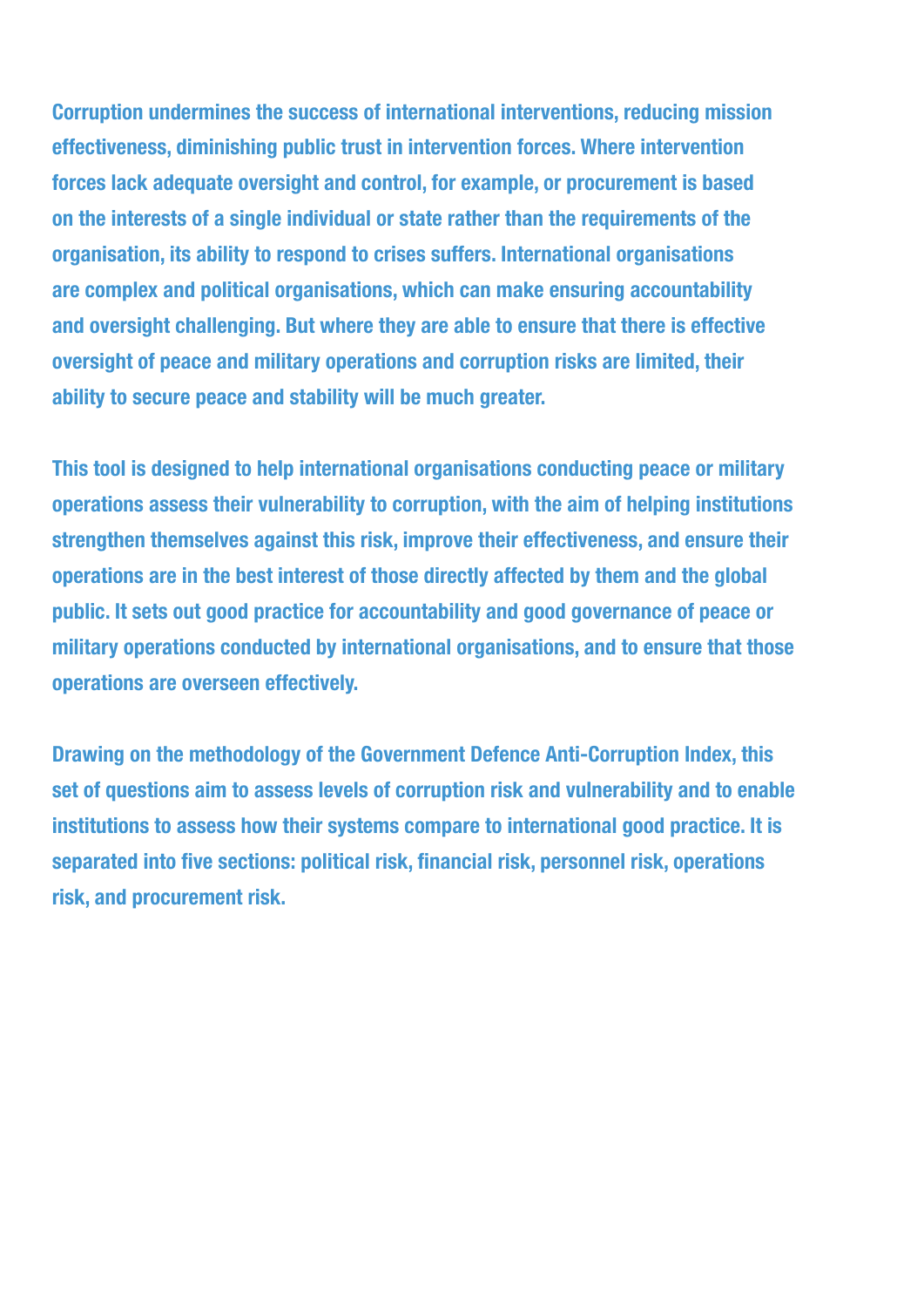**Corruption undermines the success of international interventions, reducing mission effectiveness, diminishing public trust in intervention forces. Where intervention forces lack adequate oversight and control, for example, or procurement is based on the interests of a single individual or state rather than the requirements of the organisation, its ability to respond to crises suffers. International organisations are complex and political organisations, which can make ensuring accountability and oversight challenging. But where they are able to ensure that there is effective oversight of peace and military operations and corruption risks are limited, their ability to secure peace and stability will be much greater.**

**This tool is designed to help international organisations conducting peace or military operations assess their vulnerability to corruption, with the aim of helping institutions strengthen themselves against this risk, improve their effectiveness, and ensure their operations are in the best interest of those directly affected by them and the global public. It sets out good practice for accountability and good governance of peace or military operations conducted by international organisations, and to ensure that those operations are overseen effectively.**

**Drawing on the methodology of the Government Defence Anti-Corruption Index, this set of questions aim to assess levels of corruption risk and vulnerability and to enable institutions to assess how their systems compare to international good practice. It is separated into five sections: political risk, financial risk, personnel risk, operations risk, and procurement risk.**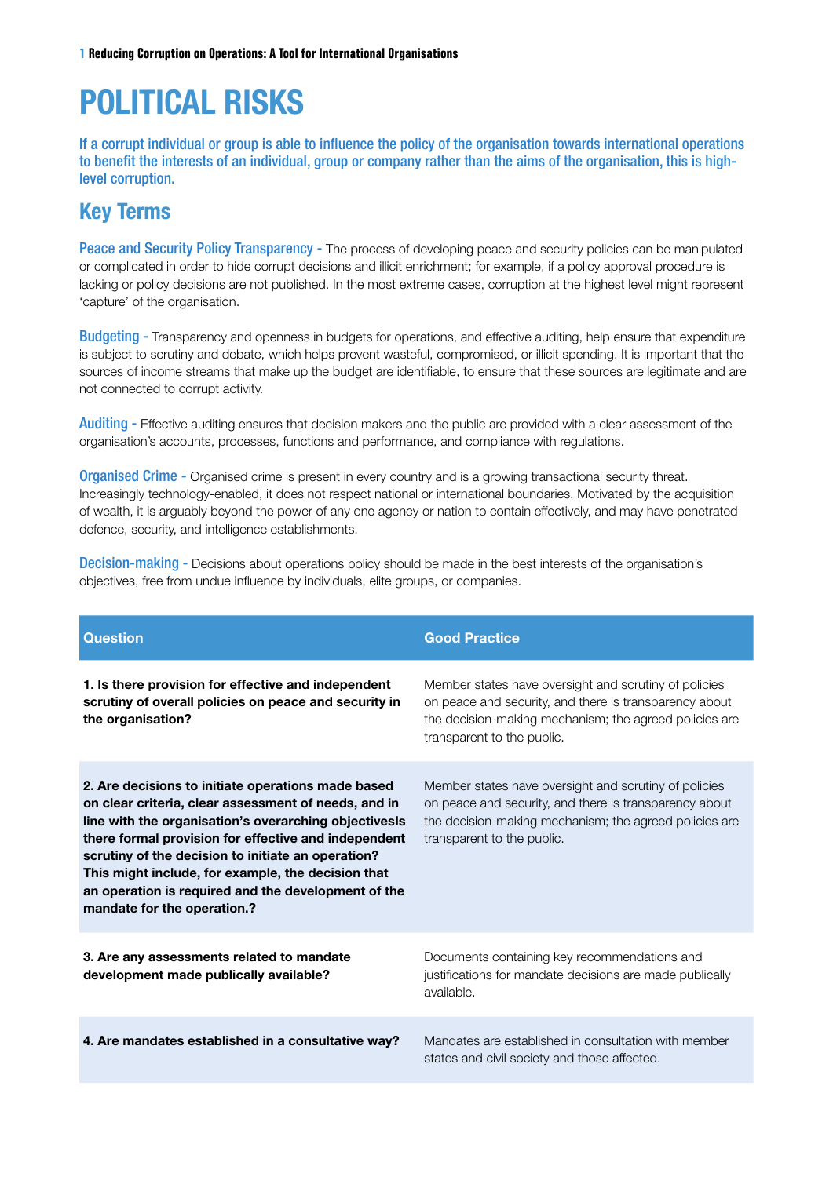# POLITICAL RISKS

If a corrupt individual or group is able to influence the policy of the organisation towards international operations to benefit the interests of an individual, group or company rather than the aims of the organisation, this is high-level corruption.

## Key Terms

**Peace and Security Policy Transparency -** The process of developing peace and security policies can be manipulated or complicated in order to hide corrupt decisions and illicit enrichment; for example, if a policy approval procedure is lacking or policy decisions are not published. In the most extreme cases, corruption at the highest level might represent 'capture' of the organisation.

**Budgeting -** Transparency and openness in budgets for operations, and effective auditing, help ensure that expenditure is subject to scrutiny and debate, which helps prevent wasteful, compromised, or illicit spending. It is important that the sources of income streams that make up the budget are identifiable, to ensure that these sources are legitimate and are not connected to corrupt activity.

**Auditing -** Effective auditing ensures that decision makers and the public are provided with a clear assessment of the organisation's accounts, processes, functions and performance, and compliance with regulations.

**Organised Crime -** Organised crime is present in every country and is a growing transactional security threat. Increasingly technology-enabled, it does not respect national or international boundaries. Motivated by the acquisition of wealth, it is arguably beyond the power of any one agency or nation to contain effectively, and may have penetrated defence, security, and intelligence establishments.

**Decision-making -** Decisions about operations policy should be made in the best interests of the organisation's objectives, free from undue influence by individuals, elite groups, or companies.

| Question | Good Practice |
|---|---|
| **1. Is there provision for effective and independent scrutiny of overall policies on peace and security in the organisation?** | Member states have oversight and scrutiny of policies on peace and security, and there is transparency about the decision-making mechanism; the agreed policies are transparent to the public. |
| **2. Are decisions to initiate operations made based on clear criteria, clear assessment of needs, and in line with the organisation's overarching objectivesIs there formal provision for effective and independent scrutiny of the decision to initiate an operation? This might include, for example, the decision that an operation is required and the development of the mandate for the operation.?** | Member states have oversight and scrutiny of policies on peace and security, and there is transparency about the decision-making mechanism; the agreed policies are transparent to the public. |
| **3. Are any assessments related to mandate development made publically available?** | Documents containing key recommendations and justifications for mandate decisions are made publically available. |
| **4. Are mandates established in a consultative way?** | Mandates are established in consultation with member states and civil society and those affected. |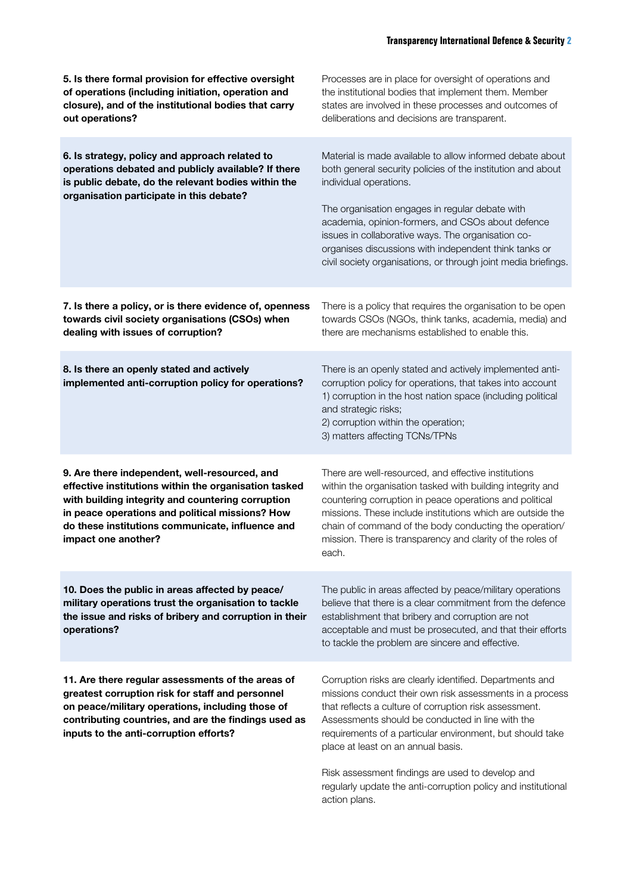| | |
|---|---|
| **5. Is there formal provision for effective oversight of operations (including initiation, operation and closure), and of the institutional bodies that carry out operations?** | Processes are in place for oversight of operations and the institutional bodies that implement them. Member states are involved in these processes and outcomes of deliberations and decisions are transparent. |
| **6. Is strategy, policy and approach related to operations debated and publicly available? If there is public debate, do the relevant bodies within the organisation participate in this debate?** | Material is made available to allow informed debate about both general security policies of the institution and about individual operations.<br><br>The organisation engages in regular debate with academia, opinion-formers, and CSOs about defence issues in collaborative ways. The organisation co-organises discussions with independent think tanks or civil society organisations, or through joint media briefings. |
| **7. Is there a policy, or is there evidence of, openness towards civil society organisations (CSOs) when dealing with issues of corruption?** | There is a policy that requires the organisation to be open towards CSOs (NGOs, think tanks, academia, media) and there are mechanisms established to enable this. |
| **8. Is there an openly stated and actively implemented anti-corruption policy for operations?** | There is an openly stated and actively implemented anti-corruption policy for operations, that takes into account<br>1) corruption in the host nation space (including political and strategic risks;<br>2) corruption within the operation;<br>3) matters affecting TCNs/TPNs |
| **9. Are there independent, well-resourced, and effective institutions within the organisation tasked with building integrity and countering corruption in peace operations and political missions? How do these institutions communicate, influence and impact one another?** | There are well-resourced, and effective institutions within the organisation tasked with building integrity and countering corruption in peace operations and political missions. These include institutions which are outside the chain of command of the body conducting the operation/mission. There is transparency and clarity of the roles of each. |
| **10. Does the public in areas affected by peace/military operations trust the organisation to tackle the issue and risks of bribery and corruption in their operations?** | The public in areas affected by peace/military operations believe that there is a clear commitment from the defence establishment that bribery and corruption are not acceptable and must be prosecuted, and that their efforts to tackle the problem are sincere and effective. |
| **11. Are there regular assessments of the areas of greatest corruption risk for staff and personnel on peace/military operations, including those of contributing countries, and are the findings used as inputs to the anti-corruption efforts?** | Corruption risks are clearly identified. Departments and missions conduct their own risk assessments in a process that reflects a culture of corruption risk assessment. Assessments should be conducted in line with the requirements of a particular environment, but should take place at least on an annual basis.<br><br>Risk assessment findings are used to develop and regularly update the anti-corruption policy and institutional action plans. |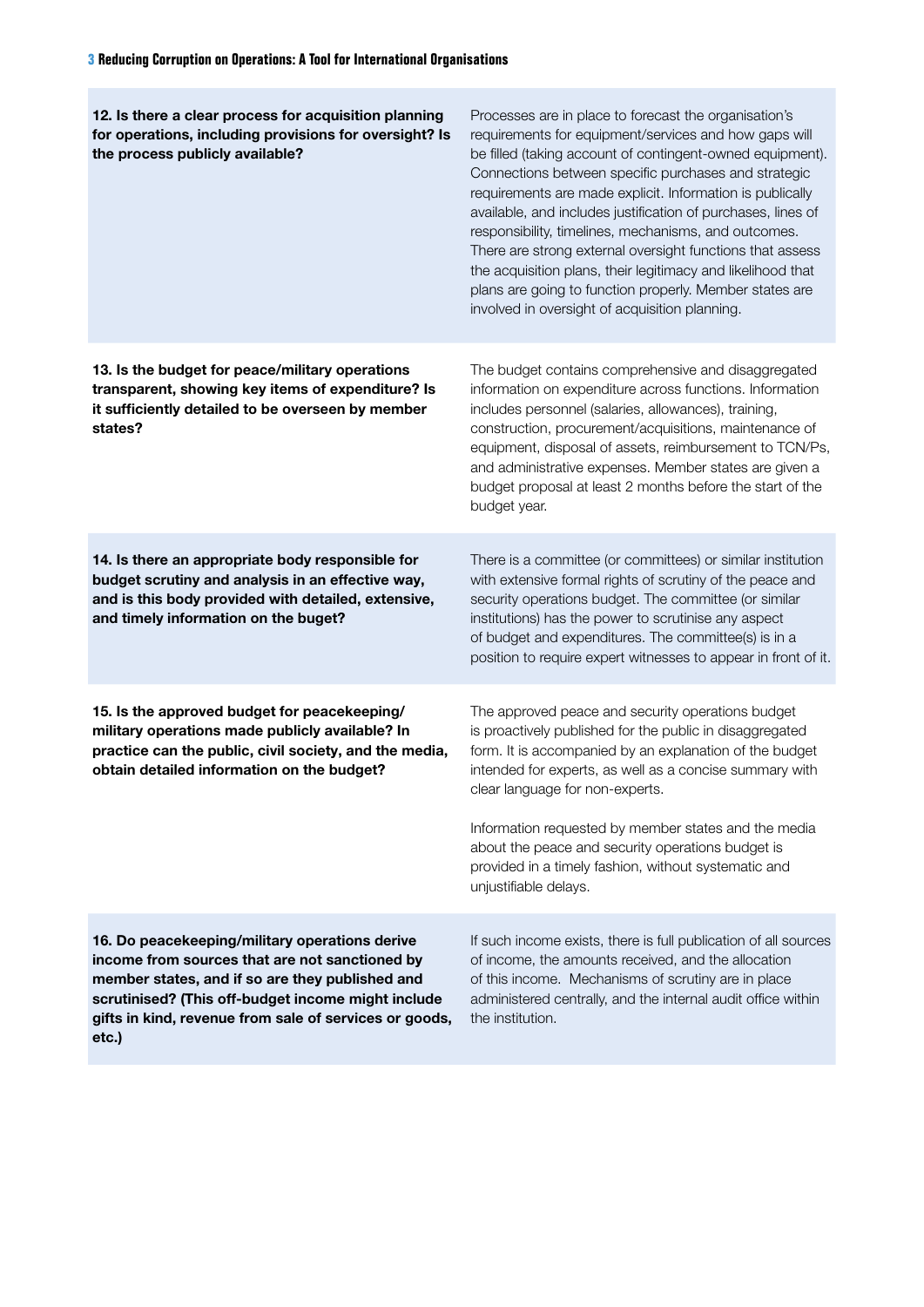| | |
|---|---|
| **12. Is there a clear process for acquisition planning for operations, including provisions for oversight? Is the process publicly available?** | Processes are in place to forecast the organisation's requirements for equipment/services and how gaps will be filled (taking account of contingent-owned equipment). Connections between specific purchases and strategic requirements are made explicit. Information is publically available, and includes justification of purchases, lines of responsibility, timelines, mechanisms, and outcomes. There are strong external oversight functions that assess the acquisition plans, their legitimacy and likelihood that plans are going to function properly. Member states are involved in oversight of acquisition planning. |
| **13. Is the budget for peace/military operations transparent, showing key items of expenditure? Is it sufficiently detailed to be overseen by member states?** | The budget contains comprehensive and disaggregated information on expenditure across functions. Information includes personnel (salaries, allowances), training, construction, procurement/acquisitions, maintenance of equipment, disposal of assets, reimbursement to TCN/Ps, and administrative expenses. Member states are given a budget proposal at least 2 months before the start of the budget year. |
| **14. Is there an appropriate body responsible for budget scrutiny and analysis in an effective way, and is this body provided with detailed, extensive, and timely information on the buget?** | There is a committee (or committees) or similar institution with extensive formal rights of scrutiny of the peace and security operations budget. The committee (or similar institutions) has the power to scrutinise any aspect of budget and expenditures. The committee(s) is in a position to require expert witnesses to appear in front of it. |
| **15. Is the approved budget for peacekeeping/ military operations made publicly available? In practice can the public, civil society, and the media, obtain detailed information on the budget?** | The approved peace and security operations budget is proactively published for the public in disaggregated form. It is accompanied by an explanation of the budget intended for experts, as well as a concise summary with clear language for non-experts.<br><br>Information requested by member states and the media about the peace and security operations budget is provided in a timely fashion, without systematic and unjustifiable delays. |
| **16. Do peacekeeping/military operations derive income from sources that are not sanctioned by member states, and if so are they published and scrutinised? (This off-budget income might include gifts in kind, revenue from sale of services or goods, etc.)** | If such income exists, there is full publication of all sources of income, the amounts received, and the allocation of this income. Mechanisms of scrutiny are in place administered centrally, and the internal audit office within the institution. |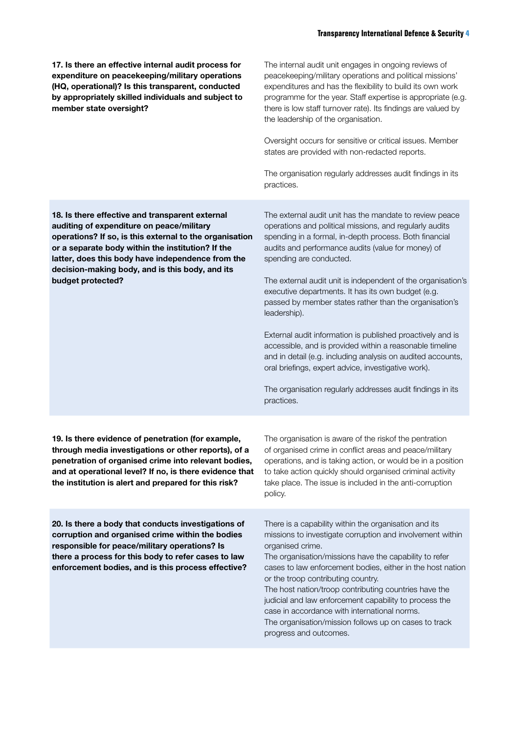| | |
|---|---|
| **17. Is there an effective internal audit process for expenditure on peacekeeping/military operations (HQ, operational)? Is this transparent, conducted by appropriately skilled individuals and subject to member state oversight?** | The internal audit unit engages in ongoing reviews of peacekeeping/military operations and political missions' expenditures and has the flexibility to build its own work programme for the year. Staff expertise is appropriate (e.g. there is low staff turnover rate). Its findings are valued by the leadership of the organisation.<br><br>Oversight occurs for sensitive or critical issues. Member states are provided with non-redacted reports.<br><br>The organisation regularly addresses audit findings in its practices. |
| **18. Is there effective and transparent external auditing of expenditure on peace/military operations? If so, is this external to the organisation or a separate body within the institution? If the latter, does this body have independence from the decision-making body, and is this body, and its budget protected?** | The external audit unit has the mandate to review peace operations and political missions, and regularly audits spending in a formal, in-depth process. Both financial audits and performance audits (value for money) of spending are conducted.<br><br>The external audit unit is independent of the organisation's executive departments. It has its own budget (e.g. passed by member states rather than the organisation's leadership).<br><br>External audit information is published proactively and is accessible, and is provided within a reasonable timeline and in detail (e.g. including analysis on audited accounts, oral briefings, expert advice, investigative work).<br><br>The organisation regularly addresses audit findings in its practices. |
| **19. Is there evidence of penetration (for example, through media investigations or other reports), of a penetration of organised crime into relevant bodies, and at operational level? If no, is there evidence that the institution is alert and prepared for this risk?** | The organisation is aware of the riskof the pentration of organised crime in conflict areas and peace/military operations, and is taking action, or would be in a position to take action quickly should organised criminal activity take place. The issue is included in the anti-corruption policy. |
| **20. Is there a body that conducts investigations of corruption and organised crime within the bodies responsible for peace/military operations? Is there a process for this body to refer cases to law enforcement bodies, and is this process effective?** | There is a capability within the organisation and its missions to investigate corruption and involvement within organised crime.<br>The organisation/missions have the capability to refer cases to law enforcement bodies, either in the host nation or the troop contributing country.<br>The host nation/troop contributing countries have the judicial and law enforcement capability to process the case in accordance with international norms.<br>The organisation/mission follows up on cases to track progress and outcomes. |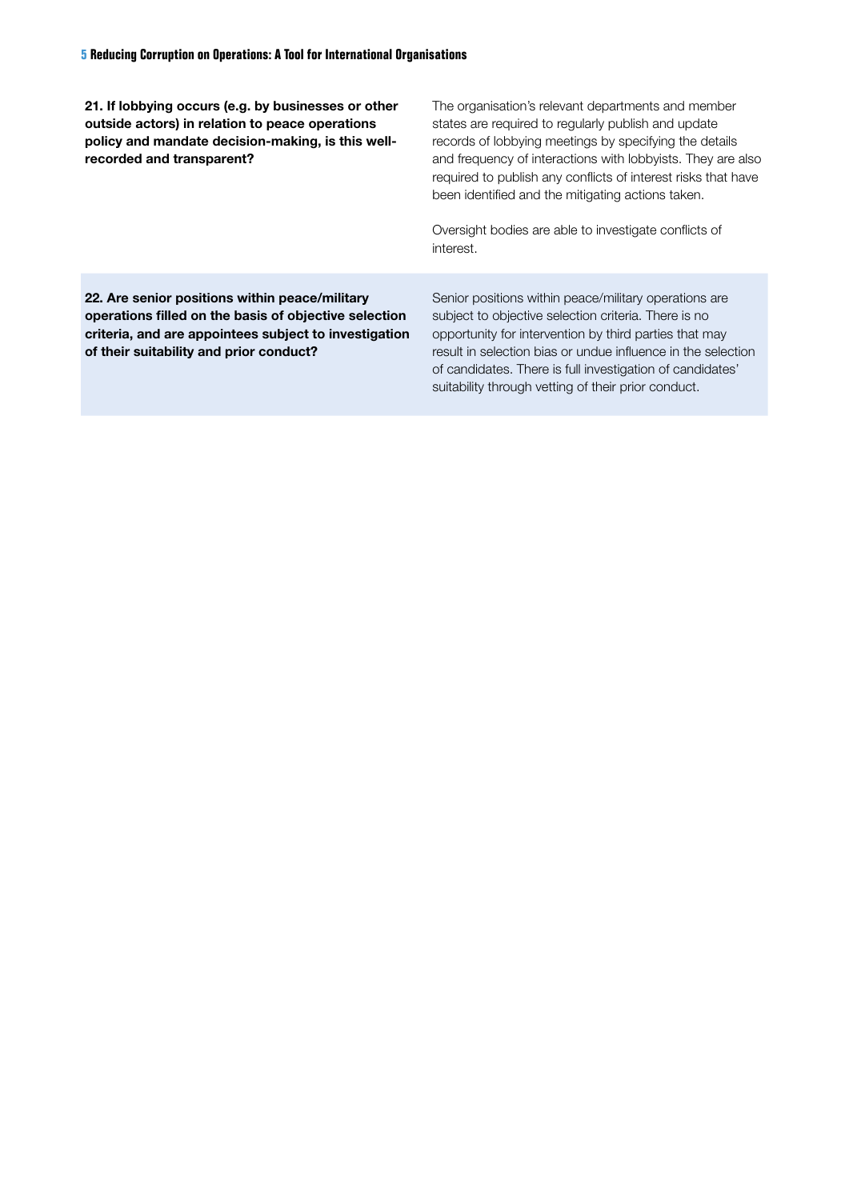| | |
|---|---|
| **21. If lobbying occurs (e.g. by businesses or other outside actors) in relation to peace operations policy and mandate decision-making, is this well-recorded and transparent?** | The organisation's relevant departments and member states are required to regularly publish and update records of lobbying meetings by specifying the details and frequency of interactions with lobbyists. They are also required to publish any conflicts of interest risks that have been identified and the mitigating actions taken.<br><br>Oversight bodies are able to investigate conflicts of interest. |
| **22. Are senior positions within peace/military operations filled on the basis of objective selection criteria, and are appointees subject to investigation of their suitability and prior conduct?** | Senior positions within peace/military operations are subject to objective selection criteria. There is no opportunity for intervention by third parties that may result in selection bias or undue influence in the selection of candidates. There is full investigation of candidates' suitability through vetting of their prior conduct. |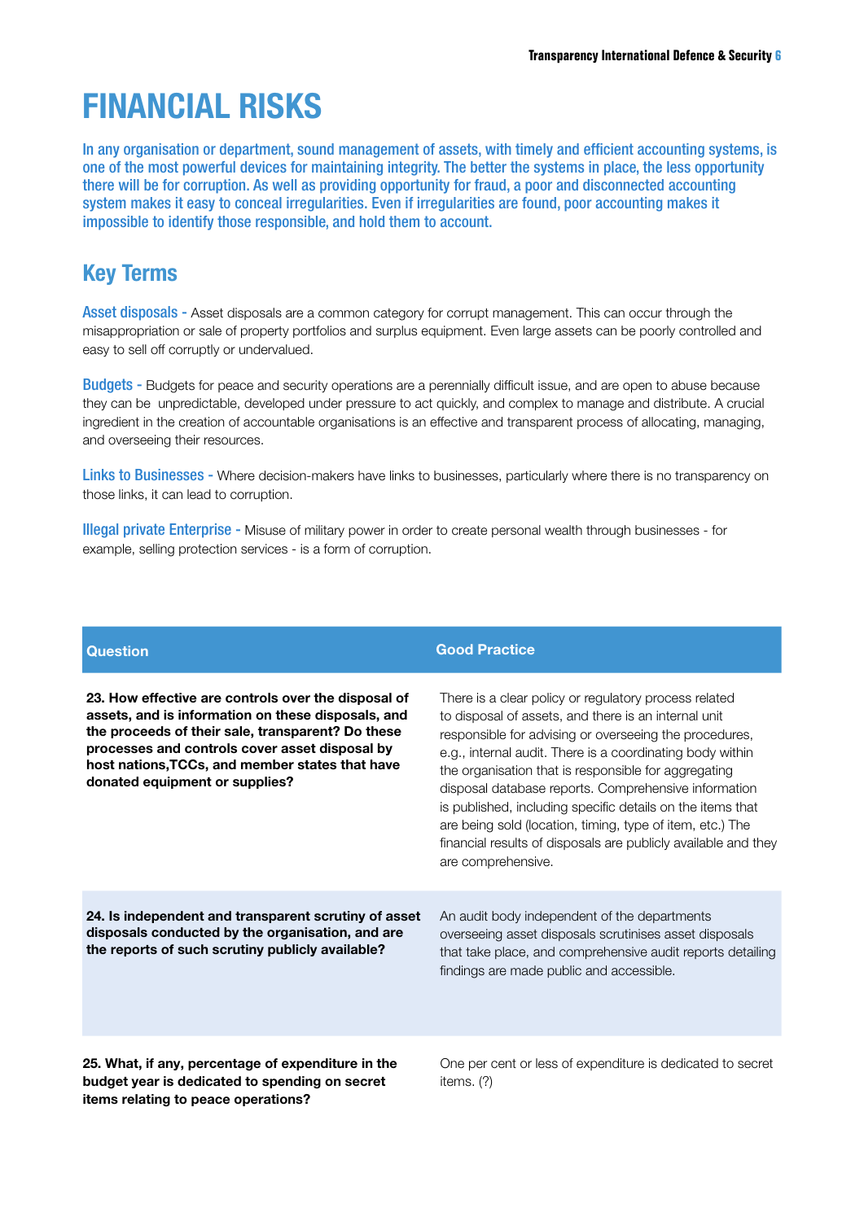# FINANCIAL RISKS

In any organisation or department, sound management of assets, with timely and efficient accounting systems, is one of the most powerful devices for maintaining integrity. The better the systems in place, the less opportunity there will be for corruption. As well as providing opportunity for fraud, a poor and disconnected accounting system makes it easy to conceal irregularities. Even if irregularities are found, poor accounting makes it impossible to identify those responsible, and hold them to account.

## Key Terms

**Asset disposals -** Asset disposals are a common category for corrupt management. This can occur through the misappropriation or sale of property portfolios and surplus equipment. Even large assets can be poorly controlled and easy to sell off corruptly or undervalued.

**Budgets -** Budgets for peace and security operations are a perennially difficult issue, and are open to abuse because they can be unpredictable, developed under pressure to act quickly, and complex to manage and distribute. A crucial ingredient in the creation of accountable organisations is an effective and transparent process of allocating, managing, and overseeing their resources.

**Links to Businesses -** Where decision-makers have links to businesses, particularly where there is no transparency on those links, it can lead to corruption.

**Illegal private Enterprise -** Misuse of military power in order to create personal wealth through businesses - for example, selling protection services - is a form of corruption.

| Question | Good Practice |
|---|---|
| **23. How effective are controls over the disposal of assets, and is information on these disposals, and the proceeds of their sale, transparent? Do these processes and controls cover asset disposal by host nations,TCCs, and member states that have donated equipment or supplies?** | There is a clear policy or regulatory process related to disposal of assets, and there is an internal unit responsible for advising or overseeing the procedures, e.g., internal audit. There is a coordinating body within the organisation that is responsible for aggregating disposal database reports. Comprehensive information is published, including specific details on the items that are being sold (location, timing, type of item, etc.) The financial results of disposals are publicly available and they are comprehensive. |
| **24. Is independent and transparent scrutiny of asset disposals conducted by the organisation, and are the reports of such scrutiny publicly available?** | An audit body independent of the departments overseeing asset disposals scrutinises asset disposals that take place, and comprehensive audit reports detailing findings are made public and accessible. |
| **25. What, if any, percentage of expenditure in the budget year is dedicated to spending on secret items relating to peace operations?** | One per cent or less of expenditure is dedicated to secret items. (?) |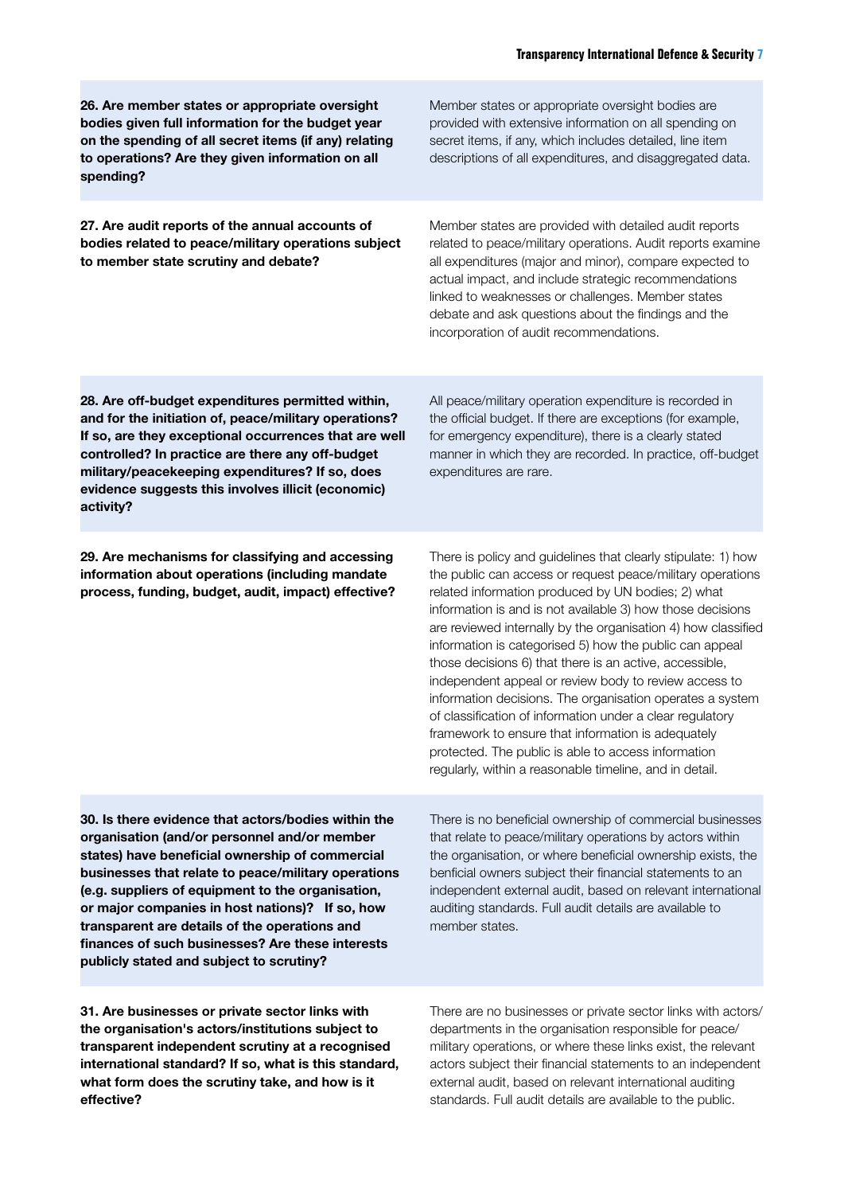| | |
|---|---|
| **26. Are member states or appropriate oversight bodies given full information for the budget year on the spending of all secret items (if any) relating to operations? Are they given information on all spending?** | Member states or appropriate oversight bodies are provided with extensive information on all spending on secret items, if any, which includes detailed, line item descriptions of all expenditures, and disaggregated data. |
| **27. Are audit reports of the annual accounts of bodies related to peace/military operations subject to member state scrutiny and debate?** | Member states are provided with detailed audit reports related to peace/military operations. Audit reports examine all expenditures (major and minor), compare expected to actual impact, and include strategic recommendations linked to weaknesses or challenges. Member states debate and ask questions about the findings and the incorporation of audit recommendations. |
| **28. Are off-budget expenditures permitted within, and for the initiation of, peace/military operations? If so, are they exceptional occurrences that are well controlled? In practice are there any off-budget military/peacekeeping expenditures? If so, does evidence suggests this involves illicit (economic) activity?** | All peace/military operation expenditure is recorded in the official budget. If there are exceptions (for example, for emergency expenditure), there is a clearly stated manner in which they are recorded. In practice, off-budget expenditures are rare. |
| **29. Are mechanisms for classifying and accessing information about operations (including mandate process, funding, budget, audit, impact) effective?** | There is policy and guidelines that clearly stipulate: 1) how the public can access or request peace/military operations related information produced by UN bodies; 2) what information is and is not available 3) how those decisions are reviewed internally by the organisation 4) how classified information is categorised 5) how the public can appeal those decisions 6) that there is an active, accessible, independent appeal or review body to review access to information decisions. The organisation operates a system of classification of information under a clear regulatory framework to ensure that information is adequately protected. The public is able to access information regularly, within a reasonable timeline, and in detail. |
| **30. Is there evidence that actors/bodies within the organisation (and/or personnel and/or member states) have beneficial ownership of commercial businesses that relate to peace/military operations (e.g. suppliers of equipment to the organisation, or major companies in host nations)? If so, how transparent are details of the operations and finances of such businesses? Are these interests publicly stated and subject to scrutiny?** | There is no beneficial ownership of commercial businesses that relate to peace/military operations by actors within the organisation, or where beneficial ownership exists, the benficial owners subject their financial statements to an independent external audit, based on relevant international auditing standards. Full audit details are available to member states. |
| **31. Are businesses or private sector links with the organisation's actors/institutions subject to transparent independent scrutiny at a recognised international standard? If so, what is this standard, what form does the scrutiny take, and how is it effective?** | There are no businesses or private sector links with actors/ departments in the organisation responsible for peace/ military operations, or where these links exist, the relevant actors subject their financial statements to an independent external audit, based on relevant international auditing standards. Full audit details are available to the public. |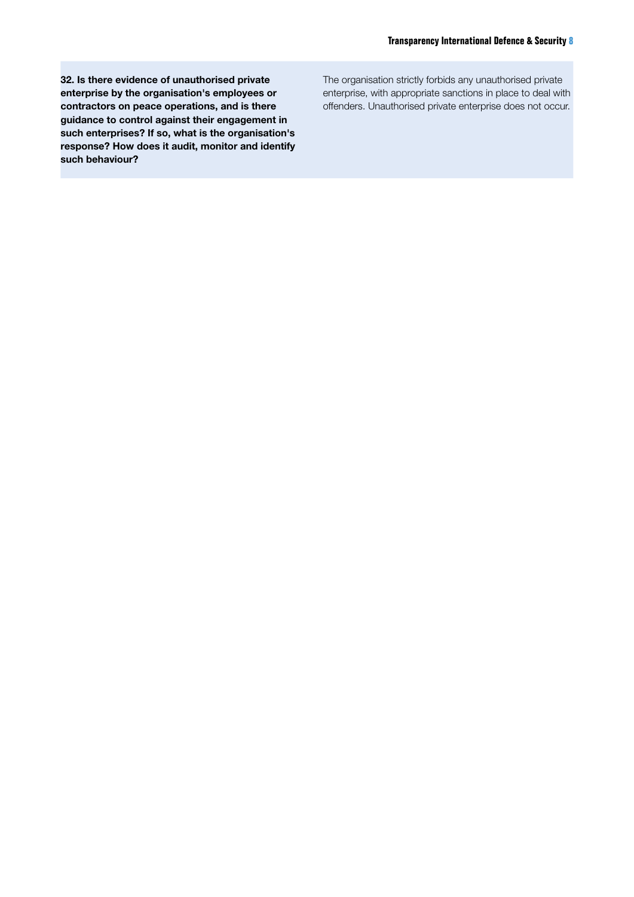| | |
|---|---|
| **32. Is there evidence of unauthorised private enterprise by the organisation's employees or contractors on peace operations, and is there guidance to control against their engagement in such enterprises? If so, what is the organisation's response? How does it audit, monitor and identify such behaviour?** | The organisation strictly forbids any unauthorised private enterprise, with appropriate sanctions in place to deal with offenders. Unauthorised private enterprise does not occur. |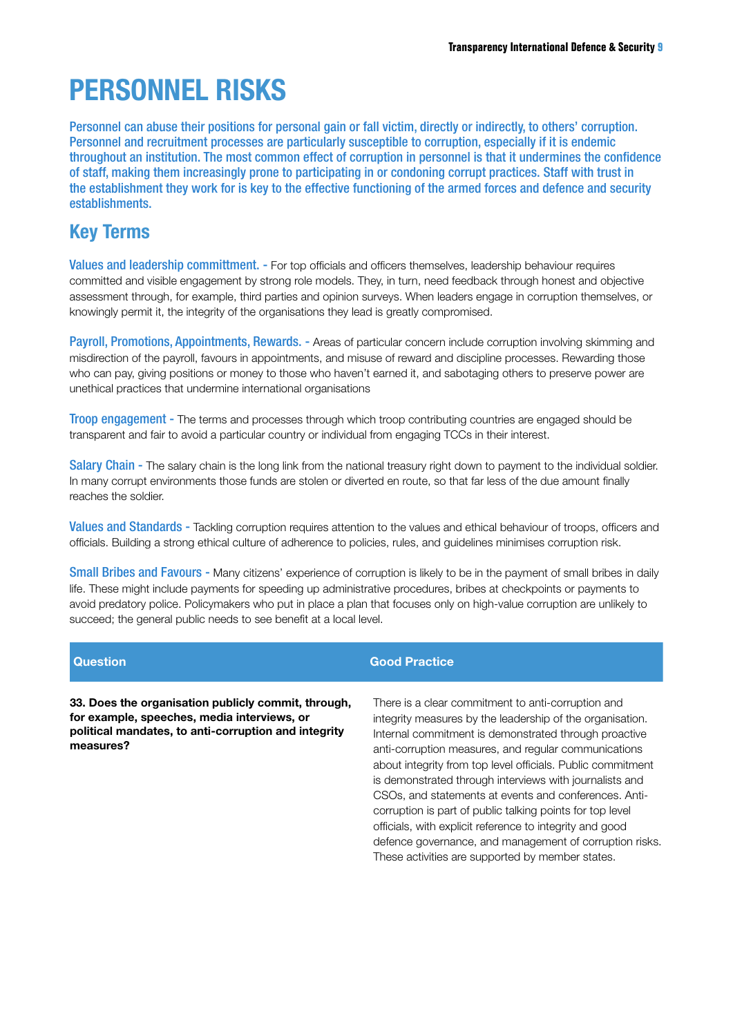# PERSONNEL RISKS

Personnel can abuse their positions for personal gain or fall victim, directly or indirectly, to others' corruption. Personnel and recruitment processes are particularly susceptible to corruption, especially if it is endemic throughout an institution. The most common effect of corruption in personnel is that it undermines the confidence of staff, making them increasingly prone to participating in or condoning corrupt practices. Staff with trust in the establishment they work for is key to the effective functioning of the armed forces and defence and security establishments.

## Key Terms

**Values and leadership committment. -** For top officials and officers themselves, leadership behaviour requires committed and visible engagement by strong role models. They, in turn, need feedback through honest and objective assessment through, for example, third parties and opinion surveys. When leaders engage in corruption themselves, or knowingly permit it, the integrity of the organisations they lead is greatly compromised.

**Payroll, Promotions, Appointments, Rewards. -** Areas of particular concern include corruption involving skimming and misdirection of the payroll, favours in appointments, and misuse of reward and discipline processes. Rewarding those who can pay, giving positions or money to those who haven't earned it, and sabotaging others to preserve power are unethical practices that undermine international organisations

**Troop engagement -** The terms and processes through which troop contributing countries are engaged should be transparent and fair to avoid a particular country or individual from engaging TCCs in their interest.

**Salary Chain -** The salary chain is the long link from the national treasury right down to payment to the individual soldier. In many corrupt environments those funds are stolen or diverted en route, so that far less of the due amount finally reaches the soldier.

**Values and Standards -** Tackling corruption requires attention to the values and ethical behaviour of troops, officers and officials. Building a strong ethical culture of adherence to policies, rules, and guidelines minimises corruption risk.

**Small Bribes and Favours -** Many citizens' experience of corruption is likely to be in the payment of small bribes in daily life. These might include payments for speeding up administrative procedures, bribes at checkpoints or payments to avoid predatory police. Policymakers who put in place a plan that focuses only on high-value corruption are unlikely to succeed; the general public needs to see benefit at a local level.

| Question | Good Practice |
|---|---|
| **33. Does the organisation publicly commit, through, for example, speeches, media interviews, or political mandates, to anti-corruption and integrity measures?** | There is a clear commitment to anti-corruption and integrity measures by the leadership of the organisation. Internal commitment is demonstrated through proactive anti-corruption measures, and regular communications about integrity from top level officials. Public commitment is demonstrated through interviews with journalists and CSOs, and statements at events and conferences. Anti-corruption is part of public talking points for top level officials, with explicit reference to integrity and good defence governance, and management of corruption risks. These activities are supported by member states. |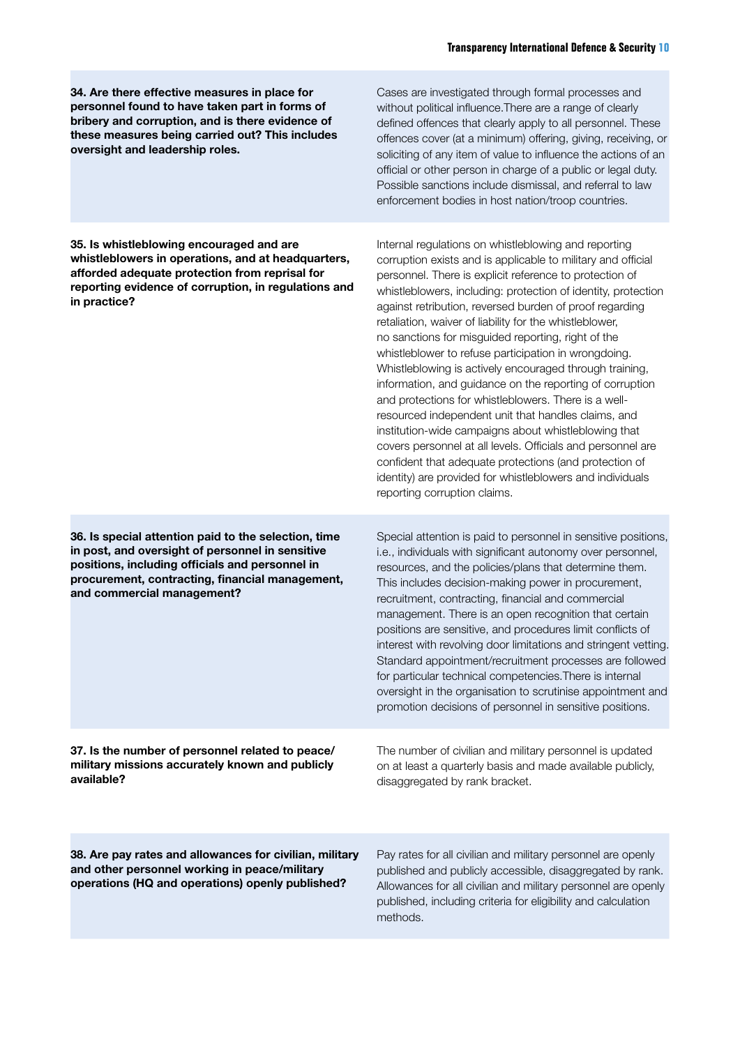| | |
|---|---|
| **34. Are there effective measures in place for personnel found to have taken part in forms of bribery and corruption, and is there evidence of these measures being carried out? This includes oversight and leadership roles.** | Cases are investigated through formal processes and without political influence.There are a range of clearly defined offences that clearly apply to all personnel. These offences cover (at a minimum) offering, giving, receiving, or soliciting of any item of value to influence the actions of an official or other person in charge of a public or legal duty. Possible sanctions include dismissal, and referral to law enforcement bodies in host nation/troop countries. |
| **35. Is whistleblowing encouraged and are whistleblowers in operations, and at headquarters, afforded adequate protection from reprisal for reporting evidence of corruption, in regulations and in practice?** | Internal regulations on whistleblowing and reporting corruption exists and is applicable to military and official personnel. There is explicit reference to protection of whistleblowers, including: protection of identity, protection against retribution, reversed burden of proof regarding retaliation, waiver of liability for the whistleblower, no sanctions for misguided reporting, right of the whistleblower to refuse participation in wrongdoing. Whistleblowing is actively encouraged through training, information, and guidance on the reporting of corruption and protections for whistleblowers. There is a well-resourced independent unit that handles claims, and institution-wide campaigns about whistleblowing that covers personnel at all levels. Officials and personnel are confident that adequate protections (and protection of identity) are provided for whistleblowers and individuals reporting corruption claims. |
| **36. Is special attention paid to the selection, time in post, and oversight of personnel in sensitive positions, including officials and personnel in procurement, contracting, financial management, and commercial management?** | Special attention is paid to personnel in sensitive positions, i.e., individuals with significant autonomy over personnel, resources, and the policies/plans that determine them. This includes decision-making power in procurement, recruitment, contracting, financial and commercial management. There is an open recognition that certain positions are sensitive, and procedures limit conflicts of interest with revolving door limitations and stringent vetting. Standard appointment/recruitment processes are followed for particular technical competencies.There is internal oversight in the organisation to scrutinise appointment and promotion decisions of personnel in sensitive positions. |
| **37. Is the number of personnel related to peace/military missions accurately known and publicly available?** | The number of civilian and military personnel is updated on at least a quarterly basis and made available publicly, disaggregated by rank bracket. |
| **38. Are pay rates and allowances for civilian, military and other personnel working in peace/military operations (HQ and operations) openly published?** | Pay rates for all civilian and military personnel are openly published and publicly accessible, disaggregated by rank. Allowances for all civilian and military personnel are openly published, including criteria for eligibility and calculation methods. |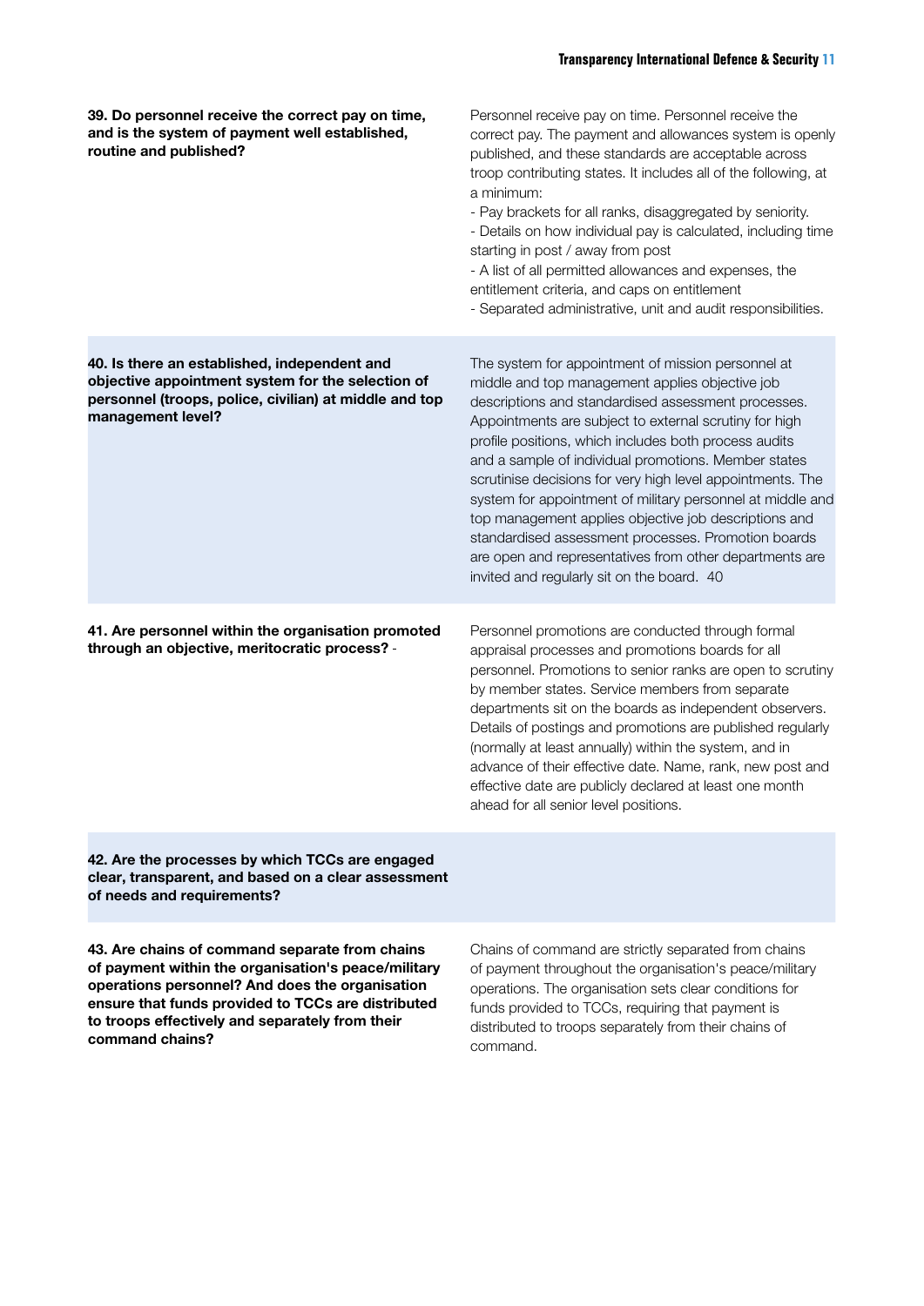| | |
|---|---|
| **39. Do personnel receive the correct pay on time, and is the system of payment well established, routine and published?** | Personnel receive pay on time. Personnel receive the correct pay. The payment and allowances system is openly published, and these standards are acceptable across troop contributing states. It includes all of the following, at a minimum:<br>- Pay brackets for all ranks, disaggregated by seniority.<br>- Details on how individual pay is calculated, including time starting in post / away from post<br>- A list of all permitted allowances and expenses, the entitlement criteria, and caps on entitlement<br>- Separated administrative, unit and audit responsibilities. |
| **40. Is there an established, independent and objective appointment system for the selection of personnel (troops, police, civilian) at middle and top management level?** | The system for appointment of mission personnel at middle and top management applies objective job descriptions and standardised assessment processes. Appointments are subject to external scrutiny for high profile positions, which includes both process audits and a sample of individual promotions. Member states scrutinise decisions for very high level appointments. The system for appointment of military personnel at middle and top management applies objective job descriptions and standardised assessment processes. Promotion boards are open and representatives from other departments are invited and regularly sit on the board. 40 |
| **41. Are personnel within the organisation promoted through an objective, meritocratic process?** - | Personnel promotions are conducted through formal appraisal processes and promotions boards for all personnel. Promotions to senior ranks are open to scrutiny by member states. Service members from separate departments sit on the boards as independent observers. Details of postings and promotions are published regularly (normally at least annually) within the system, and in advance of their effective date. Name, rank, new post and effective date are publicly declared at least one month ahead for all senior level positions. |
| **42. Are the processes by which TCCs are engaged clear, transparent, and based on a clear assessment of needs and requirements?** | |
| **43. Are chains of command separate from chains of payment within the organisation's peace/military operations personnel? And does the organisation ensure that funds provided to TCCs are distributed to troops effectively and separately from their command chains?** | Chains of command are strictly separated from chains of payment throughout the organisation's peace/military operations. The organisation sets clear conditions for funds provided to TCCs, requiring that payment is distributed to troops separately from their chains of command. |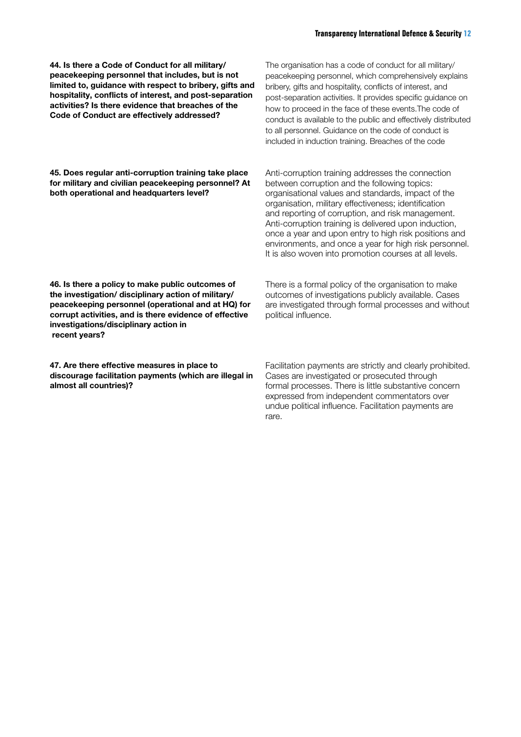**44. Is there a Code of Conduct for all military/ peacekeeping personnel that includes, but is not limited to, guidance with respect to bribery, gifts and hospitality, conflicts of interest, and post-separation activities? Is there evidence that breaches of the Code of Conduct are effectively addressed?**

The organisation has a code of conduct for all military/ peacekeeping personnel, which comprehensively explains bribery, gifts and hospitality, conflicts of interest, and post-separation activities. It provides specific guidance on how to proceed in the face of these events.The code of conduct is available to the public and effectively distributed to all personnel. Guidance on the code of conduct is included in induction training. Breaches of the code

**45. Does regular anti-corruption training take place for military and civilian peacekeeping personnel? At both operational and headquarters level?**

Anti-corruption training addresses the connection between corruption and the following topics: organisational values and standards, impact of the organisation, military effectiveness; identification and reporting of corruption, and risk management. Anti-corruption training is delivered upon induction, once a year and upon entry to high risk positions and environments, and once a year for high risk personnel. It is also woven into promotion courses at all levels.

**46. Is there a policy to make public outcomes of the investigation/ disciplinary action of military/ peacekeeping personnel (operational and at HQ) for corrupt activities, and is there evidence of effective investigations/disciplinary action in recent years?**

There is a formal policy of the organisation to make outcomes of investigations publicly available. Cases are investigated through formal processes and without political influence.

**47. Are there effective measures in place to discourage facilitation payments (which are illegal in almost all countries)?**

Facilitation payments are strictly and clearly prohibited. Cases are investigated or prosecuted through formal processes. There is little substantive concern expressed from independent commentators over undue political influence. Facilitation payments are rare.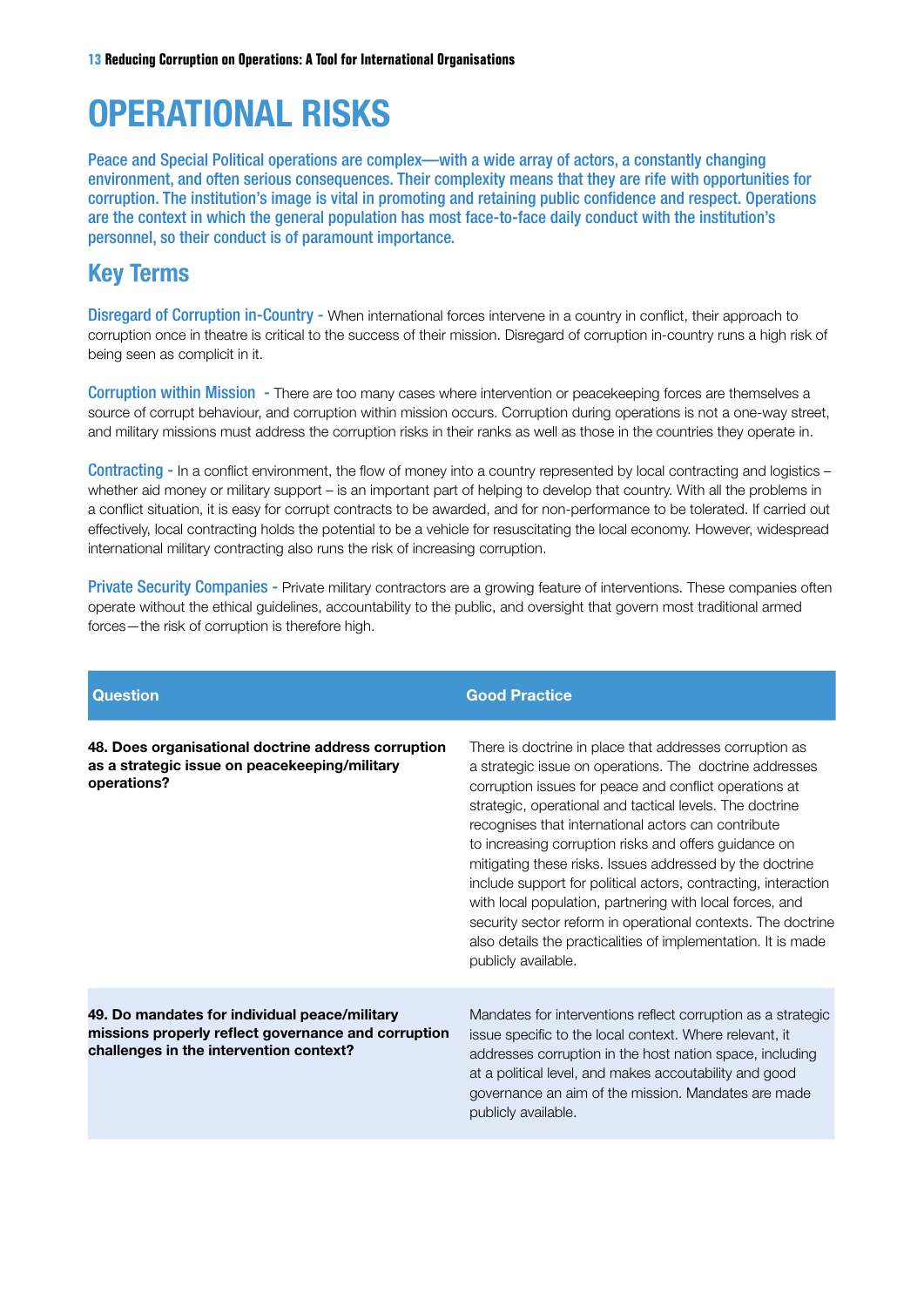# OPERATIONAL RISKS

Peace and Special Political operations are complex—with a wide array of actors, a constantly changing environment, and often serious consequences. Their complexity means that they are rife with opportunities for corruption. The institution's image is vital in promoting and retaining public confidence and respect. Operations are the context in which the general population has most face-to-face daily conduct with the institution's personnel, so their conduct is of paramount importance.

## Key Terms

**Disregard of Corruption in-Country -** When international forces intervene in a country in conflict, their approach to corruption once in theatre is critical to the success of their mission. Disregard of corruption in-country runs a high risk of being seen as complicit in it.

**Corruption within Mission -** There are too many cases where intervention or peacekeeping forces are themselves a source of corrupt behaviour, and corruption within mission occurs. Corruption during operations is not a one-way street, and military missions must address the corruption risks in their ranks as well as those in the countries they operate in.

**Contracting -** In a conflict environment, the flow of money into a country represented by local contracting and logistics – whether aid money or military support – is an important part of helping to develop that country. With all the problems in a conflict situation, it is easy for corrupt contracts to be awarded, and for non-performance to be tolerated. If carried out effectively, local contracting holds the potential to be a vehicle for resuscitating the local economy. However, widespread international military contracting also runs the risk of increasing corruption.

**Private Security Companies -** Private military contractors are a growing feature of interventions. These companies often operate without the ethical guidelines, accountability to the public, and oversight that govern most traditional armed forces—the risk of corruption is therefore high.

| Question | Good Practice |
|---|---|
| **48. Does organisational doctrine address corruption as a strategic issue on peacekeeping/military operations?** | There is doctrine in place that addresses corruption as a strategic issue on operations. The doctrine addresses corruption issues for peace and conflict operations at strategic, operational and tactical levels. The doctrine recognises that international actors can contribute to increasing corruption risks and offers guidance on mitigating these risks. Issues addressed by the doctrine include support for political actors, contracting, interaction with local population, partnering with local forces, and security sector reform in operational contexts. The doctrine also details the practicalities of implementation. It is made publicly available. |
| **49. Do mandates for individual peace/military missions properly reflect governance and corruption challenges in the intervention context?** | Mandates for interventions reflect corruption as a strategic issue specific to the local context. Where relevant, it addresses corruption in the host nation space, including at a political level, and makes accoutability and good governance an aim of the mission. Mandates are made publicly available. |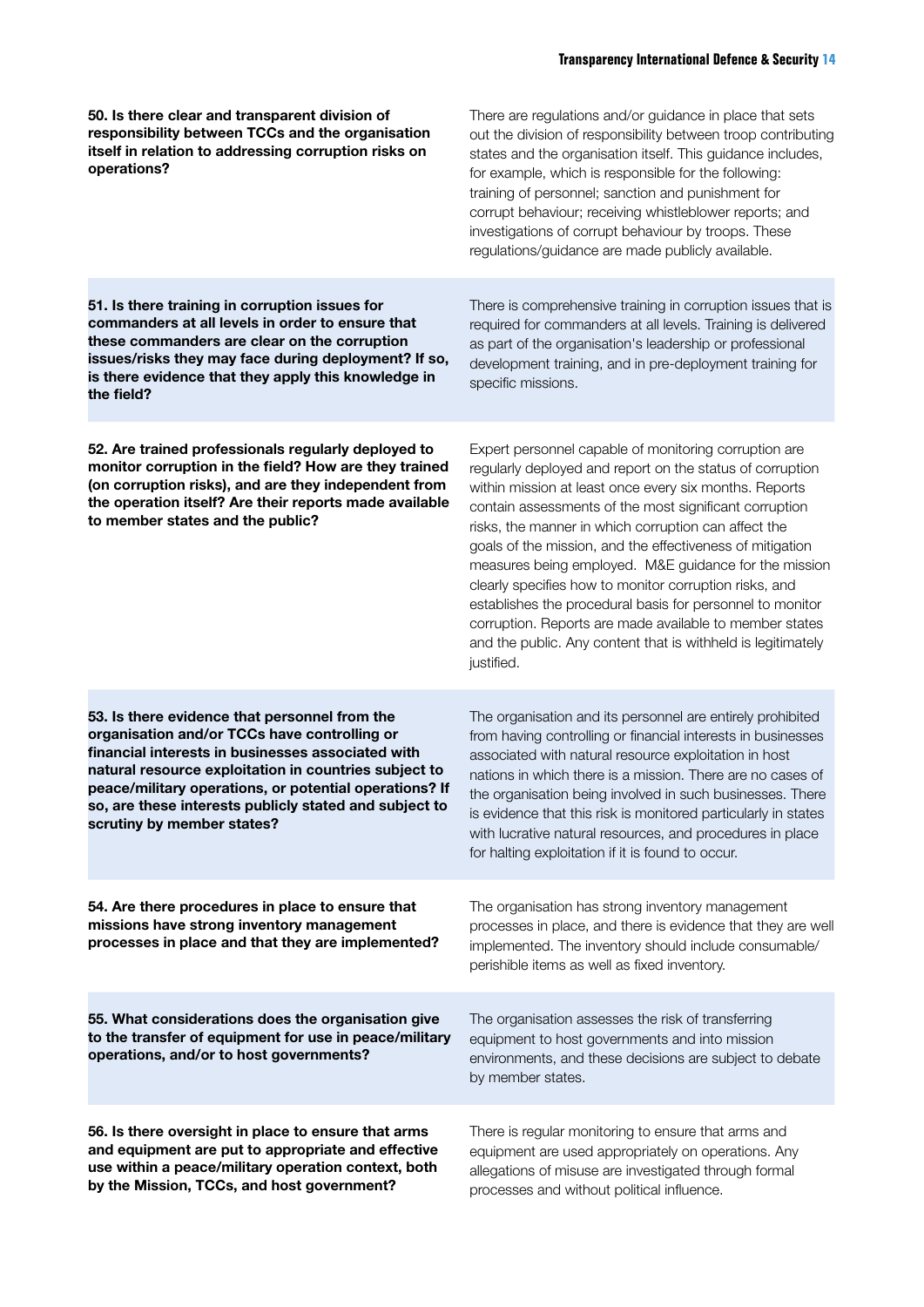| | |
|---|---|
| **50. Is there clear and transparent division of responsibility between TCCs and the organisation itself in relation to addressing corruption risks on operations?** | There are regulations and/or guidance in place that sets out the division of responsibility between troop contributing states and the organisation itself. This guidance includes, for example, which is responsible for the following: training of personnel; sanction and punishment for corrupt behaviour; receiving whistleblower reports; and investigations of corrupt behaviour by troops. These regulations/guidance are made publicly available. |
| **51. Is there training in corruption issues for commanders at all levels in order to ensure that these commanders are clear on the corruption issues/risks they may face during deployment? If so, is there evidence that they apply this knowledge in the field?** | There is comprehensive training in corruption issues that is required for commanders at all levels. Training is delivered as part of the organisation's leadership or professional development training, and in pre-deployment training for specific missions. |
| **52. Are trained professionals regularly deployed to monitor corruption in the field? How are they trained (on corruption risks), and are they independent from the operation itself? Are their reports made available to member states and the public?** | Expert personnel capable of monitoring corruption are regularly deployed and report on the status of corruption within mission at least once every six months. Reports contain assessments of the most significant corruption risks, the manner in which corruption can affect the goals of the mission, and the effectiveness of mitigation measures being employed. M&E guidance for the mission clearly specifies how to monitor corruption risks, and establishes the procedural basis for personnel to monitor corruption. Reports are made available to member states and the public. Any content that is withheld is legitimately justified. |
| **53. Is there evidence that personnel from the organisation and/or TCCs have controlling or financial interests in businesses associated with natural resource exploitation in countries subject to peace/military operations, or potential operations? If so, are these interests publicly stated and subject to scrutiny by member states?** | The organisation and its personnel are entirely prohibited from having controlling or financial interests in businesses associated with natural resource exploitation in host nations in which there is a mission. There are no cases of the organisation being involved in such businesses. There is evidence that this risk is monitored particularly in states with lucrative natural resources, and procedures in place for halting exploitation if it is found to occur. |
| **54. Are there procedures in place to ensure that missions have strong inventory management processes in place and that they are implemented?** | The organisation has strong inventory management processes in place, and there is evidence that they are well implemented. The inventory should include consumable/perishible items as well as fixed inventory. |
| **55. What considerations does the organisation give to the transfer of equipment for use in peace/military operations, and/or to host governments?** | The organisation assesses the risk of transferring equipment to host governments and into mission environments, and these decisions are subject to debate by member states. |
| **56. Is there oversight in place to ensure that arms and equipment are put to appropriate and effective use within a peace/military operation context, both by the Mission, TCCs, and host government?** | There is regular monitoring to ensure that arms and equipment are used appropriately on operations. Any allegations of misuse are investigated through formal processes and without political influence. |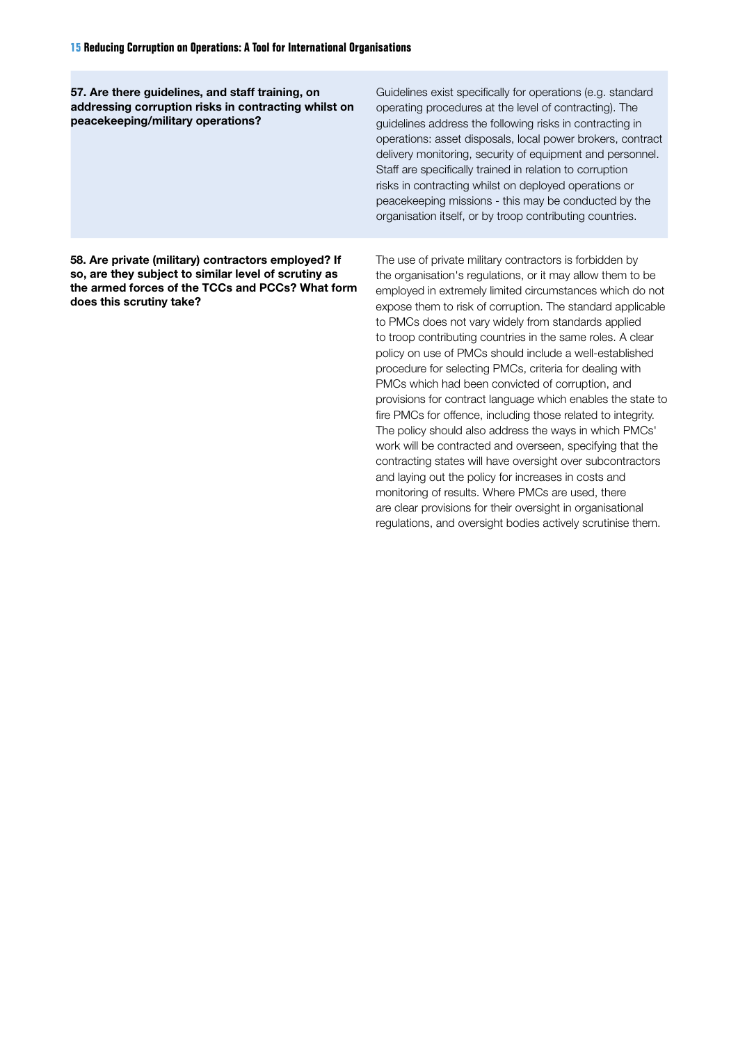| | |
|---|---|
| **57. Are there guidelines, and staff training, on addressing corruption risks in contracting whilst on peacekeeping/military operations?** | Guidelines exist specifically for operations (e.g. standard operating procedures at the level of contracting). The guidelines address the following risks in contracting in operations: asset disposals, local power brokers, contract delivery monitoring, security of equipment and personnel. Staff are specifically trained in relation to corruption risks in contracting whilst on deployed operations or peacekeeping missions - this may be conducted by the organisation itself, or by troop contributing countries. |
| **58. Are private (military) contractors employed? If so, are they subject to similar level of scrutiny as the armed forces of the TCCs and PCCs? What form does this scrutiny take?** | The use of private military contractors is forbidden by the organisation's regulations, or it may allow them to be employed in extremely limited circumstances which do not expose them to risk of corruption. The standard applicable to PMCs does not vary widely from standards applied to troop contributing countries in the same roles. A clear policy on use of PMCs should include a well-established procedure for selecting PMCs, criteria for dealing with PMCs which had been convicted of corruption, and provisions for contract language which enables the state to fire PMCs for offence, including those related to integrity. The policy should also address the ways in which PMCs' work will be contracted and overseen, specifying that the contracting states will have oversight over subcontractors and laying out the policy for increases in costs and monitoring of results. Where PMCs are used, there are clear provisions for their oversight in organisational regulations, and oversight bodies actively scrutinise them. |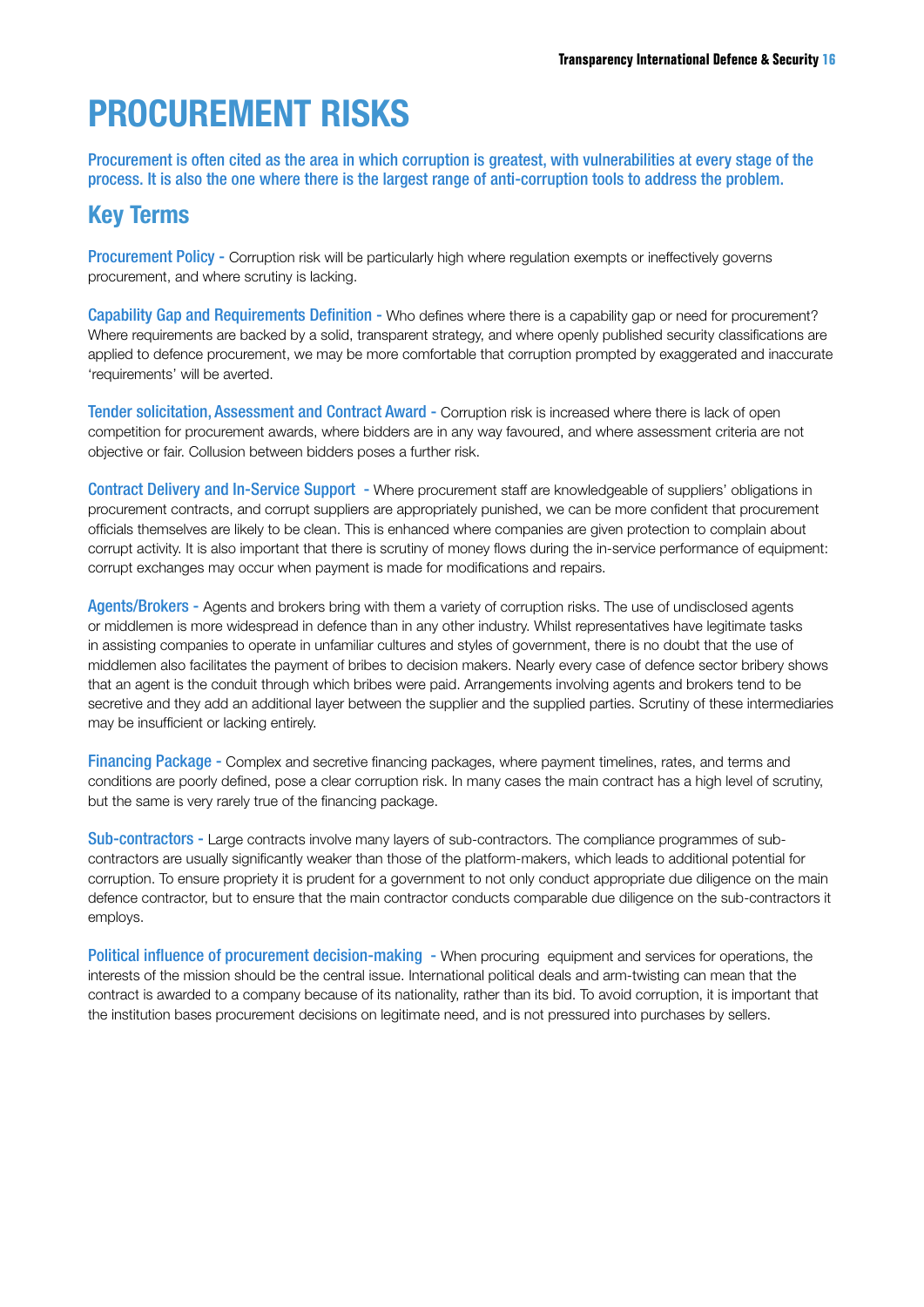# PROCUREMENT RISKS

Procurement is often cited as the area in which corruption is greatest, with vulnerabilities at every stage of the process. It is also the one where there is the largest range of anti-corruption tools to address the problem.

## Key Terms

**Procurement Policy -** Corruption risk will be particularly high where regulation exempts or ineffectively governs procurement, and where scrutiny is lacking.

**Capability Gap and Requirements Definition -** Who defines where there is a capability gap or need for procurement? Where requirements are backed by a solid, transparent strategy, and where openly published security classifications are applied to defence procurement, we may be more comfortable that corruption prompted by exaggerated and inaccurate 'requirements' will be averted.

**Tender solicitation, Assessment and Contract Award -** Corruption risk is increased where there is lack of open competition for procurement awards, where bidders are in any way favoured, and where assessment criteria are not objective or fair. Collusion between bidders poses a further risk.

**Contract Delivery and In-Service Support -** Where procurement staff are knowledgeable of suppliers' obligations in procurement contracts, and corrupt suppliers are appropriately punished, we can be more confident that procurement officials themselves are likely to be clean. This is enhanced where companies are given protection to complain about corrupt activity. It is also important that there is scrutiny of money flows during the in-service performance of equipment: corrupt exchanges may occur when payment is made for modifications and repairs.

**Agents/Brokers -** Agents and brokers bring with them a variety of corruption risks. The use of undisclosed agents or middlemen is more widespread in defence than in any other industry. Whilst representatives have legitimate tasks in assisting companies to operate in unfamiliar cultures and styles of government, there is no doubt that the use of middlemen also facilitates the payment of bribes to decision makers. Nearly every case of defence sector bribery shows that an agent is the conduit through which bribes were paid. Arrangements involving agents and brokers tend to be secretive and they add an additional layer between the supplier and the supplied parties. Scrutiny of these intermediaries may be insufficient or lacking entirely.

**Financing Package -** Complex and secretive financing packages, where payment timelines, rates, and terms and conditions are poorly defined, pose a clear corruption risk. In many cases the main contract has a high level of scrutiny, but the same is very rarely true of the financing package.

**Sub-contractors -** Large contracts involve many layers of sub-contractors. The compliance programmes of sub-contractors are usually significantly weaker than those of the platform-makers, which leads to additional potential for corruption. To ensure propriety it is prudent for a government to not only conduct appropriate due diligence on the main defence contractor, but to ensure that the main contractor conducts comparable due diligence on the sub-contractors it employs.

**Political influence of procurement decision-making -** When procuring equipment and services for operations, the interests of the mission should be the central issue. International political deals and arm-twisting can mean that the contract is awarded to a company because of its nationality, rather than its bid. To avoid corruption, it is important that the institution bases procurement decisions on legitimate need, and is not pressured into purchases by sellers.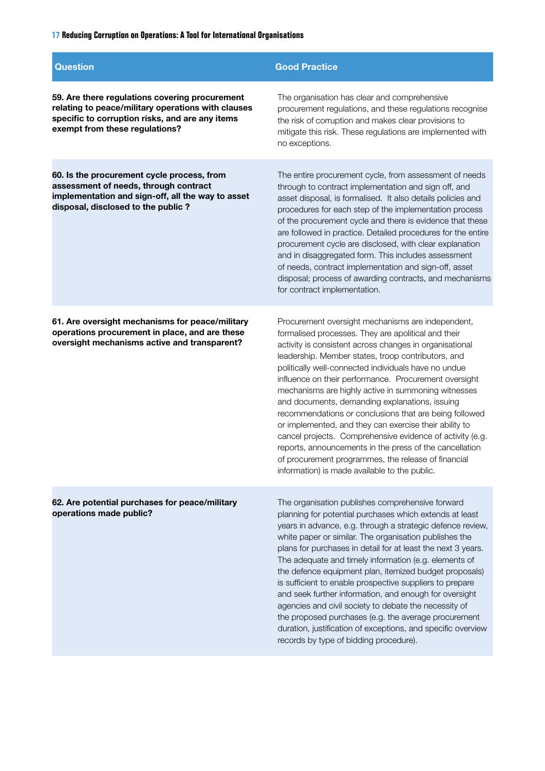| Question | Good Practice |
|---|---|
| **59. Are there regulations covering procurement relating to peace/military operations with clauses specific to corruption risks, and are any items exempt from these regulations?** | The organisation has clear and comprehensive procurement regulations, and these regulations recognise the risk of corruption and makes clear provisions to mitigate this risk. These regulations are implemented with no exceptions. |
| **60. Is the procurement cycle process, from assessment of needs, through contract implementation and sign-off, all the way to asset disposal, disclosed to the public ?** | The entire procurement cycle, from assessment of needs through to contract implementation and sign off, and asset disposal, is formalised. It also details policies and procedures for each step of the implementation process of the procurement cycle and there is evidence that these are followed in practice. Detailed procedures for the entire procurement cycle are disclosed, with clear explanation and in disaggregated form. This includes assessment of needs, contract implementation and sign-off, asset disposal; process of awarding contracts, and mechanisms for contract implementation. |
| **61. Are oversight mechanisms for peace/military operations procurement in place, and are these oversight mechanisms active and transparent?** | Procurement oversight mechanisms are independent, formalised processes. They are apolitical and their activity is consistent across changes in organisational leadership. Member states, troop contributors, and politically well-connected individuals have no undue influence on their performance. Procurement oversight mechanisms are highly active in summoning witnesses and documents, demanding explanations, issuing recommendations or conclusions that are being followed or implemented, and they can exercise their ability to cancel projects. Comprehensive evidence of activity (e.g. reports, announcements in the press of the cancellation of procurement programmes, the release of financial information) is made available to the public. |
| **62. Are potential purchases for peace/military operations made public?** | The organisation publishes comprehensive forward planning for potential purchases which extends at least years in advance, e.g. through a strategic defence review, white paper or similar. The organisation publishes the plans for purchases in detail for at least the next 3 years. The adequate and timely information (e.g. elements of the defence equipment plan, itemized budget proposals) is sufficient to enable prospective suppliers to prepare and seek further information, and enough for oversight agencies and civil society to debate the necessity of the proposed purchases (e.g. the average procurement duration, justification of exceptions, and specific overview records by type of bidding procedure). |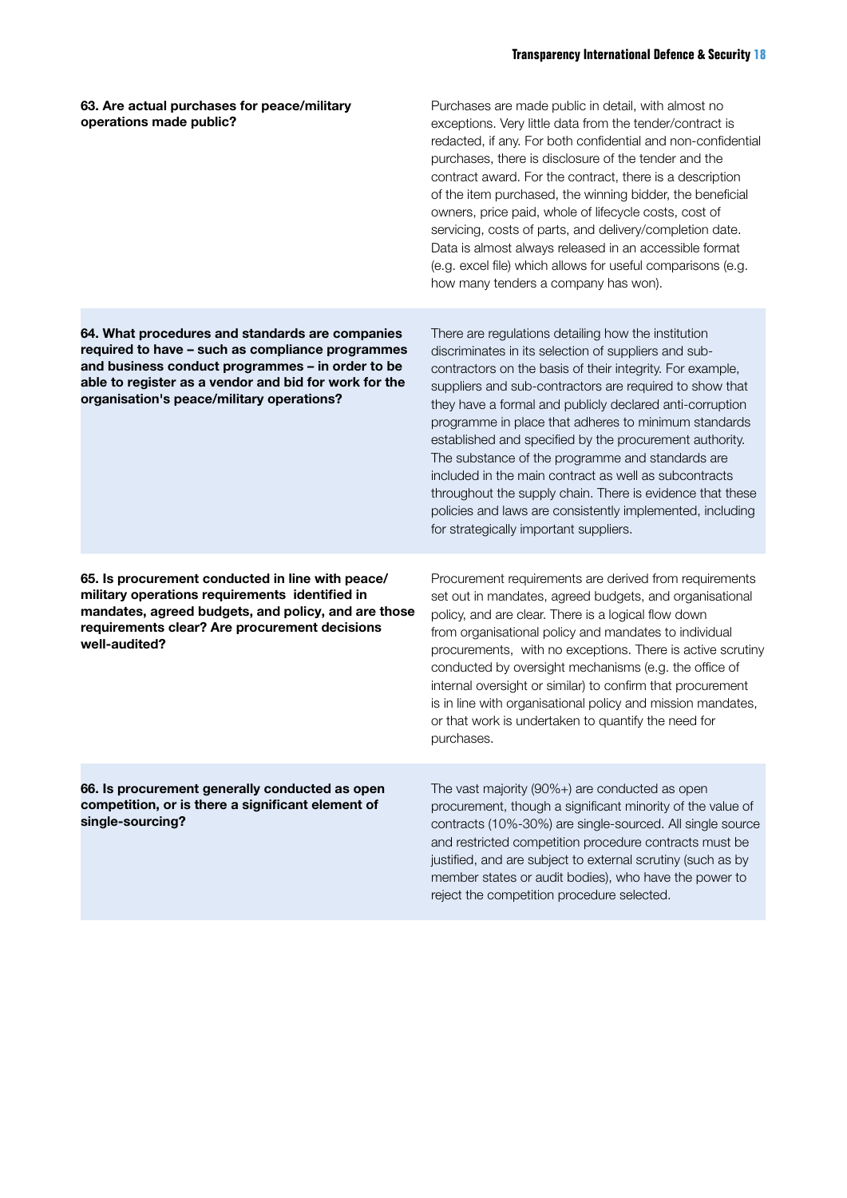| | |
|---|---|
| **63. Are actual purchases for peace/military operations made public?** | Purchases are made public in detail, with almost no exceptions. Very little data from the tender/contract is redacted, if any. For both confidential and non-confidential purchases, there is disclosure of the tender and the contract award. For the contract, there is a description of the item purchased, the winning bidder, the beneficial owners, price paid, whole of lifecycle costs, cost of servicing, costs of parts, and delivery/completion date. Data is almost always released in an accessible format (e.g. excel file) which allows for useful comparisons (e.g. how many tenders a company has won). |
| **64. What procedures and standards are companies required to have – such as compliance programmes and business conduct programmes – in order to be able to register as a vendor and bid for work for the organisation's peace/military operations?** | There are regulations detailing how the institution discriminates in its selection of suppliers and sub-contractors on the basis of their integrity. For example, suppliers and sub-contractors are required to show that they have a formal and publicly declared anti-corruption programme in place that adheres to minimum standards established and specified by the procurement authority. The substance of the programme and standards are included in the main contract as well as subcontracts throughout the supply chain. There is evidence that these policies and laws are consistently implemented, including for strategically important suppliers. |
| **65. Is procurement conducted in line with peace/ military operations requirements identified in mandates, agreed budgets, and policy, and are those requirements clear? Are procurement decisions well-audited?** | Procurement requirements are derived from requirements set out in mandates, agreed budgets, and organisational policy, and are clear. There is a logical flow down from organisational policy and mandates to individual procurements, with no exceptions. There is active scrutiny conducted by oversight mechanisms (e.g. the office of internal oversight or similar) to confirm that procurement is in line with organisational policy and mission mandates, or that work is undertaken to quantify the need for purchases. |
| **66. Is procurement generally conducted as open competition, or is there a significant element of single-sourcing?** | The vast majority (90%+) are conducted as open procurement, though a significant minority of the value of contracts (10%-30%) are single-sourced. All single source and restricted competition procedure contracts must be justified, and are subject to external scrutiny (such as by member states or audit bodies), who have the power to reject the competition procedure selected. |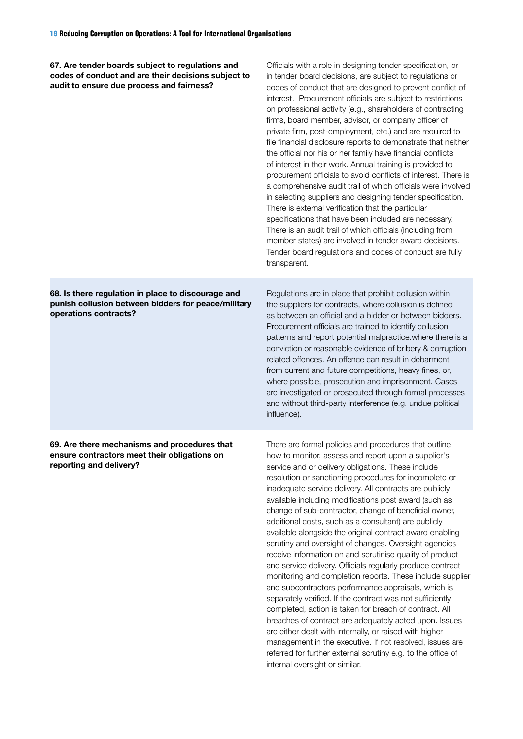| | |
|---|---|
| **67. Are tender boards subject to regulations and codes of conduct and are their decisions subject to audit to ensure due process and fairness?** | Officials with a role in designing tender specification, or in tender board decisions, are subject to regulations or codes of conduct that are designed to prevent conflict of interest. Procurement officials are subject to restrictions on professional activity (e.g., shareholders of contracting firms, board member, advisor, or company officer of private firm, post-employment, etc.) and are required to file financial disclosure reports to demonstrate that neither the official nor his or her family have financial conflicts of interest in their work. Annual training is provided to procurement officials to avoid conflicts of interest. There is a comprehensive audit trail of which officials were involved in selecting suppliers and designing tender specification. There is external verification that the particular specifications that have been included are necessary. There is an audit trail of which officials (including from member states) are involved in tender award decisions. Tender board regulations and codes of conduct are fully transparent. |
| **68. Is there regulation in place to discourage and punish collusion between bidders for peace/military operations contracts?** | Regulations are in place that prohibit collusion within the suppliers for contracts, where collusion is defined as between an official and a bidder or between bidders. Procurement officials are trained to identify collusion patterns and report potential malpractice.where there is a conviction or reasonable evidence of bribery & corruption related offences. An offence can result in debarment from current and future competitions, heavy fines, or, where possible, prosecution and imprisonment. Cases are investigated or prosecuted through formal processes and without third-party interference (e.g. undue political influence). |
| **69. Are there mechanisms and procedures that ensure contractors meet their obligations on reporting and delivery?** | There are formal policies and procedures that outline how to monitor, assess and report upon a supplier's service and or delivery obligations. These include resolution or sanctioning procedures for incomplete or inadequate service delivery. All contracts are publicly available including modifications post award (such as change of sub-contractor, change of beneficial owner, additional costs, such as a consultant) are publicly available alongside the original contract award enabling scrutiny and oversight of changes. Oversight agencies receive information on and scrutinise quality of product and service delivery. Officials regularly produce contract monitoring and completion reports. These include supplier and subcontractors performance appraisals, which is separately verified. If the contract was not sufficiently completed, action is taken for breach of contract. All breaches of contract are adequately acted upon. Issues are either dealt with internally, or raised with higher management in the executive. If not resolved, issues are referred for further external scrutiny e.g. to the office of internal oversight or similar. |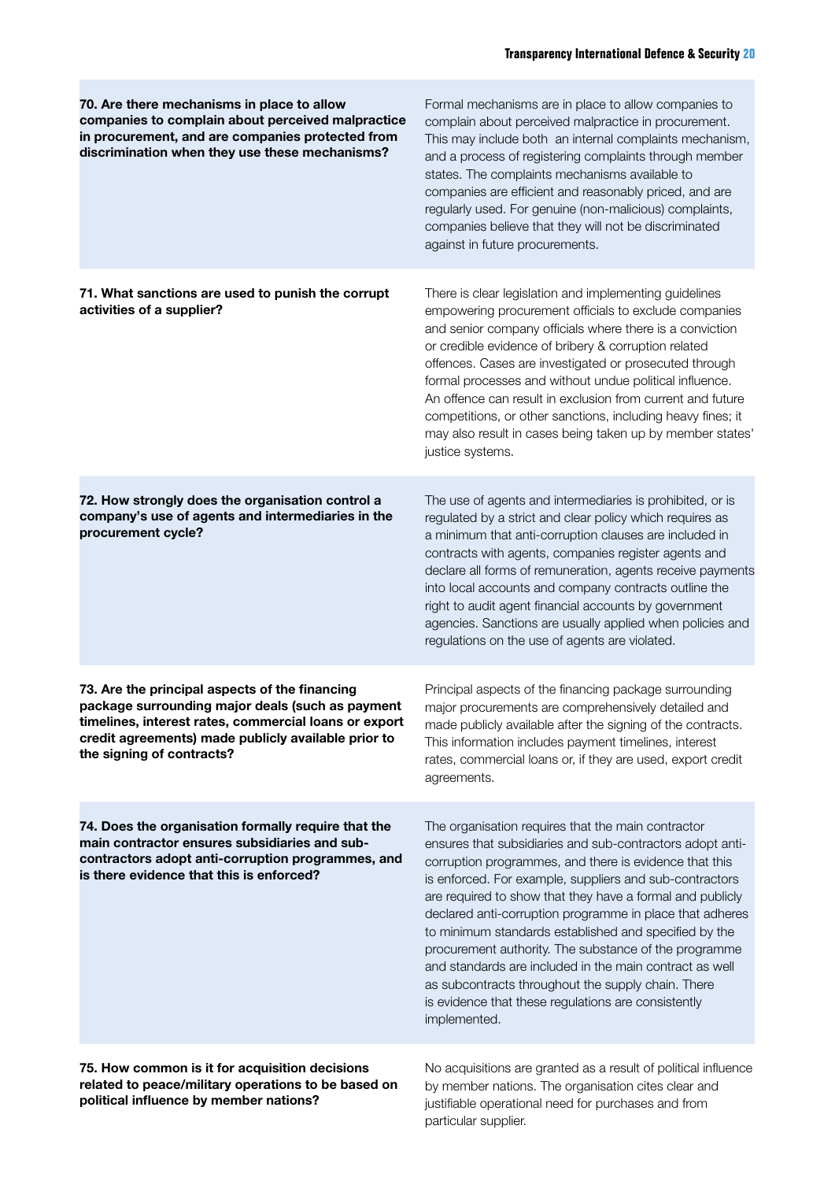| Question | Answer |
| --- | --- |
| **70. Are there mechanisms in place to allow companies to complain about perceived malpractice in procurement, and are companies protected from discrimination when they use these mechanisms?** | Formal mechanisms are in place to allow companies to complain about perceived malpractice in procurement. This may include both an internal complaints mechanism, and a process of registering complaints through member states. The complaints mechanisms available to companies are efficient and reasonably priced, and are regularly used. For genuine (non-malicious) complaints, companies believe that they will not be discriminated against in future procurements. |
| **71. What sanctions are used to punish the corrupt activities of a supplier?** | There is clear legislation and implementing guidelines empowering procurement officials to exclude companies and senior company officials where there is a conviction or credible evidence of bribery & corruption related offences. Cases are investigated or prosecuted through formal processes and without undue political influence. An offence can result in exclusion from current and future competitions, or other sanctions, including heavy fines; it may also result in cases being taken up by member states' justice systems. |
| **72. How strongly does the organisation control a company's use of agents and intermediaries in the procurement cycle?** | The use of agents and intermediaries is prohibited, or is regulated by a strict and clear policy which requires as a minimum that anti-corruption clauses are included in contracts with agents, companies register agents and declare all forms of remuneration, agents receive payments into local accounts and company contracts outline the right to audit agent financial accounts by government agencies. Sanctions are usually applied when policies and regulations on the use of agents are violated. |
| **73. Are the principal aspects of the financing package surrounding major deals (such as payment timelines, interest rates, commercial loans or export credit agreements) made publicly available prior to the signing of contracts?** | Principal aspects of the financing package surrounding major procurements are comprehensively detailed and made publicly available after the signing of the contracts. This information includes payment timelines, interest rates, commercial loans or, if they are used, export credit agreements. |
| **74. Does the organisation formally require that the main contractor ensures subsidiaries and sub-contractors adopt anti-corruption programmes, and is there evidence that this is enforced?** | The organisation requires that the main contractor ensures that subsidiaries and sub-contractors adopt anti-corruption programmes, and there is evidence that this is enforced. For example, suppliers and sub-contractors are required to show that they have a formal and publicly declared anti-corruption programme in place that adheres to minimum standards established and specified by the procurement authority. The substance of the programme and standards are included in the main contract as well as subcontracts throughout the supply chain. There is evidence that these regulations are consistently implemented. |
| **75. How common is it for acquisition decisions related to peace/military operations to be based on political influence by member nations?** | No acquisitions are granted as a result of political influence by member nations. The organisation cites clear and justifiable operational need for purchases and from particular supplier. |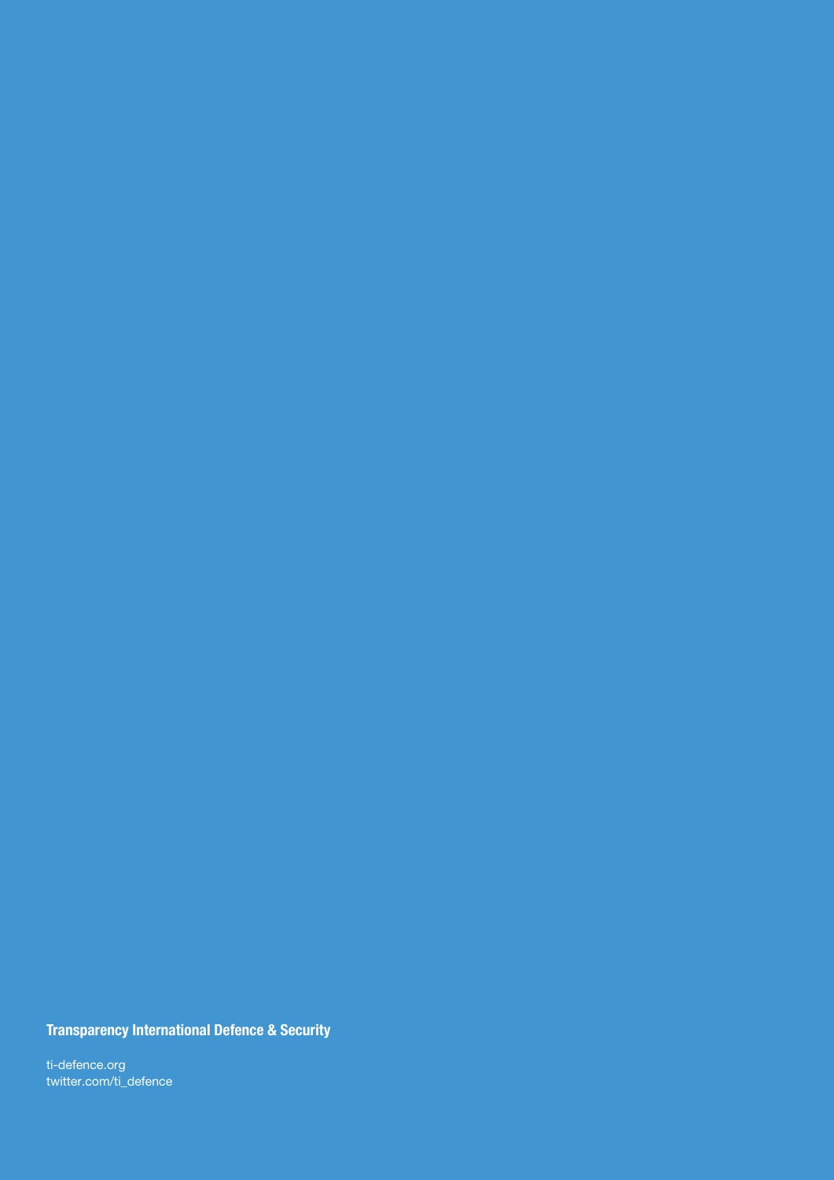**Transparency International Defence & Security**

ti-defence.org
twitter.com/ti_defence